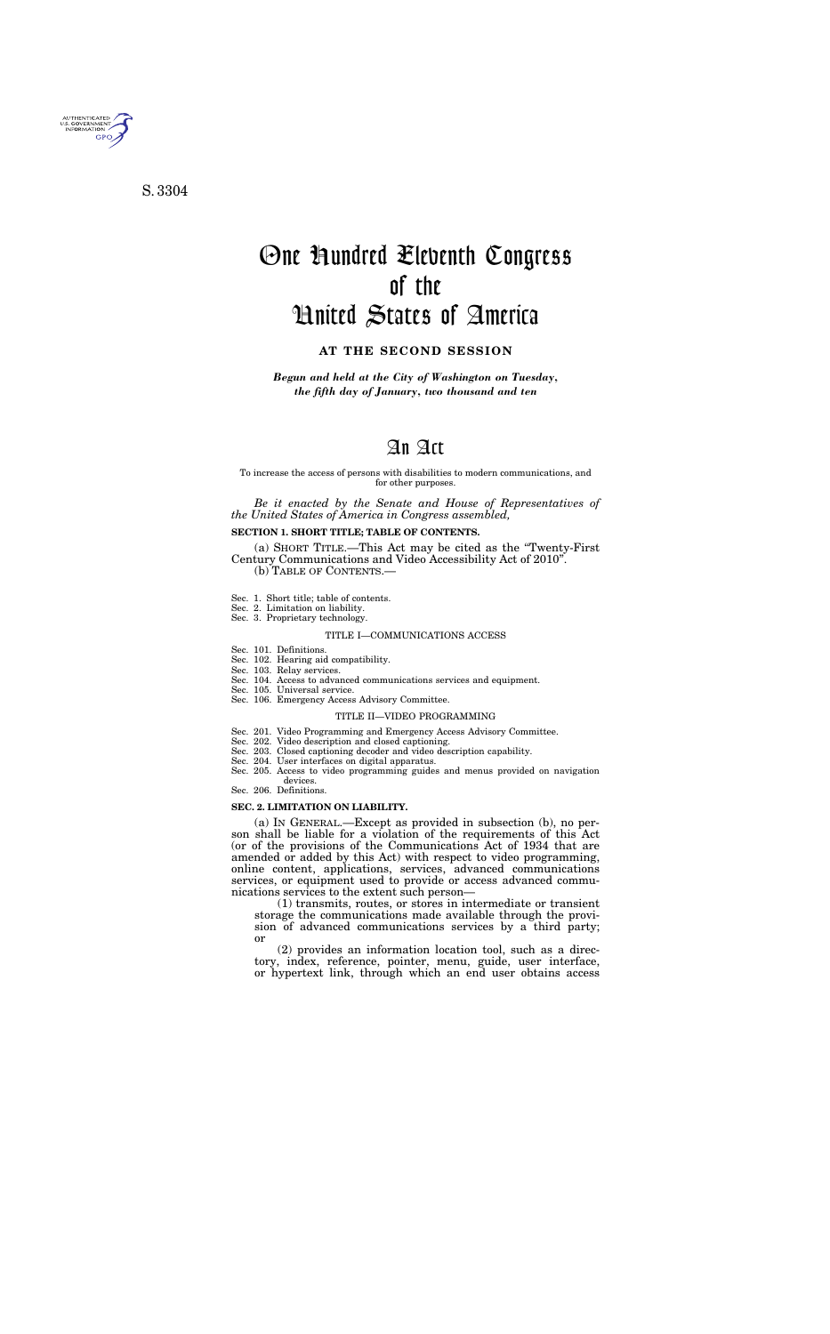S. 3304

# One Hundred Eleventh Congress of the United States of America

**AT THE SECOND SESSION**

***Begun and held at the City of Washington on Tuesday, the fifth day of January, two thousand and ten***

# An Act

To increase the access of persons with disabilities to modern communications, and for other purposes.

*Be it enacted by the Senate and House of Representatives of the United States of America in Congress assembled,*

**SECTION 1. SHORT TITLE; TABLE OF CONTENTS.**

(a) SHORT TITLE.—This Act may be cited as the "Twenty-First Century Communications and Video Accessibility Act of 2010".

(b) TABLE OF CONTENTS.—

Sec. 1. Short title; table of contents.
Sec. 2. Limitation on liability.
Sec. 3. Proprietary technology.

TITLE I—COMMUNICATIONS ACCESS

Sec. 101. Definitions.
Sec. 102. Hearing aid compatibility.
Sec. 103. Relay services.
Sec. 104. Access to advanced communications services and equipment.
Sec. 105. Universal service.
Sec. 106. Emergency Access Advisory Committee.

TITLE II—VIDEO PROGRAMMING

Sec. 201. Video Programming and Emergency Access Advisory Committee.
Sec. 202. Video description and closed captioning.
Sec. 203. Closed captioning decoder and video description capability.
Sec. 204. User interfaces on digital apparatus.
Sec. 205. Access to video programming guides and menus provided on navigation devices.
Sec. 206. Definitions.

**SEC. 2. LIMITATION ON LIABILITY.**

(a) IN GENERAL.—Except as provided in subsection (b), no person shall be liable for a violation of the requirements of this Act (or of the provisions of the Communications Act of 1934 that are amended or added by this Act) with respect to video programming, online content, applications, services, advanced communications services, or equipment used to provide or access advanced communications services to the extent such person—

(1) transmits, routes, or stores in intermediate or transient storage the communications made available through the provision of advanced communications services by a third party; or

(2) provides an information location tool, such as a directory, index, reference, pointer, menu, guide, user interface, or hypertext link, through which an end user obtains access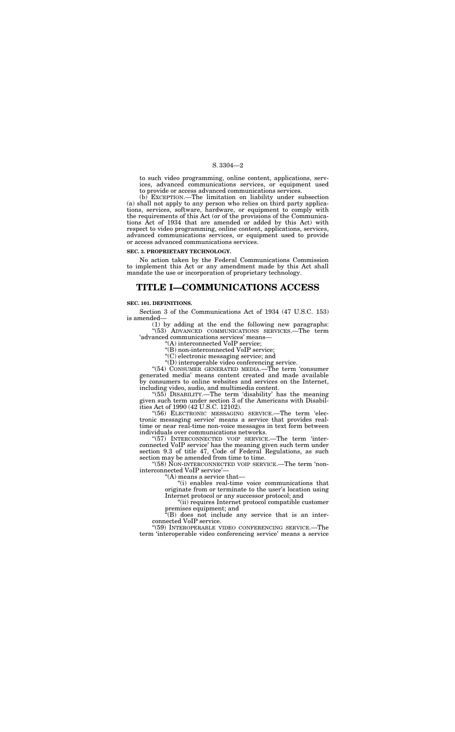to such video programming, online content, applications, services, advanced communications services, or equipment used to provide or access advanced communications services.

(b) EXCEPTION.—The limitation on liability under subsection (a) shall not apply to any person who relies on third party applications, services, software, hardware, or equipment to comply with the requirements of this Act (or of the provisions of the Communications Act of 1934 that are amended or added by this Act) with respect to video programming, online content, applications, services, advanced communications services, or equipment used to provide or access advanced communications services.

**SEC. 3. PROPRIETARY TECHNOLOGY.**

No action taken by the Federal Communications Commission to implement this Act or any amendment made by this Act shall mandate the use or incorporation of proprietary technology.

# TITLE I—COMMUNICATIONS ACCESS

**SEC. 101. DEFINITIONS.**

Section 3 of the Communications Act of 1934 (47 U.S.C. 153) is amended—

(1) by adding at the end the following new paragraphs:

"(53) ADVANCED COMMUNICATIONS SERVICES.—The term 'advanced communications services' means—

"(A) interconnected VoIP service;

"(B) non-interconnected VoIP service;

"(C) electronic messaging service; and

"(D) interoperable video conferencing service.

"(54) CONSUMER GENERATED MEDIA.—The term 'consumer generated media' means content created and made available by consumers to online websites and services on the Internet, including video, audio, and multimedia content.

"(55) DISABILITY.—The term 'disability' has the meaning given such term under section 3 of the Americans with Disabilities Act of 1990 (42 U.S.C. 12102).

"(56) ELECTRONIC MESSAGING SERVICE.—The term 'electronic messaging service' means a service that provides real-time or near real-time non-voice messages in text form between individuals over communications networks.

"(57) INTERCONNECTED VOIP SERVICE.—The term 'interconnected VoIP service' has the meaning given such term under section 9.3 of title 47, Code of Federal Regulations, as such section may be amended from time to time.

"(58) NON-INTERCONNECTED VOIP SERVICE.—The term 'non-interconnected VoIP service'—

"(A) means a service that—

"(i) enables real-time voice communications that originate from or terminate to the user's location using Internet protocol or any successor protocol; and

"(ii) requires Internet protocol compatible customer premises equipment; and

"(B) does not include any service that is an interconnected VoIP service.

"(59) INTEROPERABLE VIDEO CONFERENCING SERVICE.—The term 'interoperable video conferencing service' means a service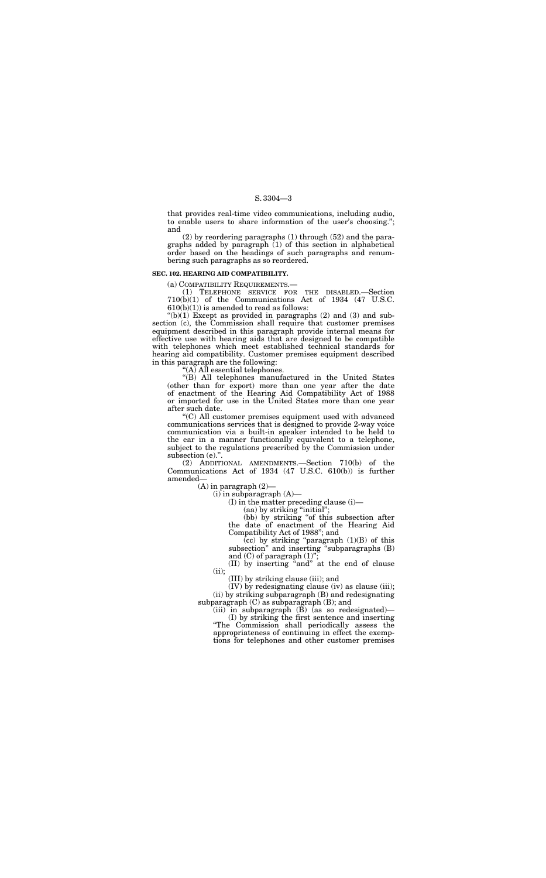that provides real-time video communications, including audio, to enable users to share information of the user's choosing."; and

(2) by reordering paragraphs (1) through (52) and the paragraphs added by paragraph (1) of this section in alphabetical order based on the headings of such paragraphs and renumbering such paragraphs as so reordered.

**SEC. 102. HEARING AID COMPATIBILITY.**

(a) COMPATIBILITY REQUIREMENTS.—

(1) TELEPHONE SERVICE FOR THE DISABLED.—Section 710(b)(1) of the Communications Act of 1934 (47 U.S.C. 610(b)(1)) is amended to read as follows:

"(b)(1) Except as provided in paragraphs (2) and (3) and subsection (c), the Commission shall require that customer premises equipment described in this paragraph provide internal means for effective use with hearing aids that are designed to be compatible with telephones which meet established technical standards for hearing aid compatibility. Customer premises equipment described in this paragraph are the following:

"(A) All essential telephones.

"(B) All telephones manufactured in the United States (other than for export) more than one year after the date of enactment of the Hearing Aid Compatibility Act of 1988 or imported for use in the United States more than one year after such date.

"(C) All customer premises equipment used with advanced communications services that is designed to provide 2-way voice communication via a built-in speaker intended to be held to the ear in a manner functionally equivalent to a telephone, subject to the regulations prescribed by the Commission under subsection (e).".

(2) ADDITIONAL AMENDMENTS.—Section 710(b) of the Communications Act of 1934 (47 U.S.C. 610(b)) is further amended—

(A) in paragraph (2)—

(i) in subparagraph (A)—

(I) in the matter preceding clause (i)—

(aa) by striking "initial";

(bb) by striking "of this subsection after the date of enactment of the Hearing Aid Compatibility Act of 1988"; and

(cc) by striking "paragraph (1)(B) of this subsection" and inserting "subparagraphs (B) and (C) of paragraph (1)";

(II) by inserting "and" at the end of clause (ii);

(III) by striking clause (iii); and

(IV) by redesignating clause (iv) as clause (iii);

(ii) by striking subparagraph (B) and redesignating subparagraph (C) as subparagraph (B); and

(iii) in subparagraph (B) (as so redesignated)—

(I) by striking the first sentence and inserting "The Commission shall periodically assess the appropriateness of continuing in effect the exemptions for telephones and other customer premises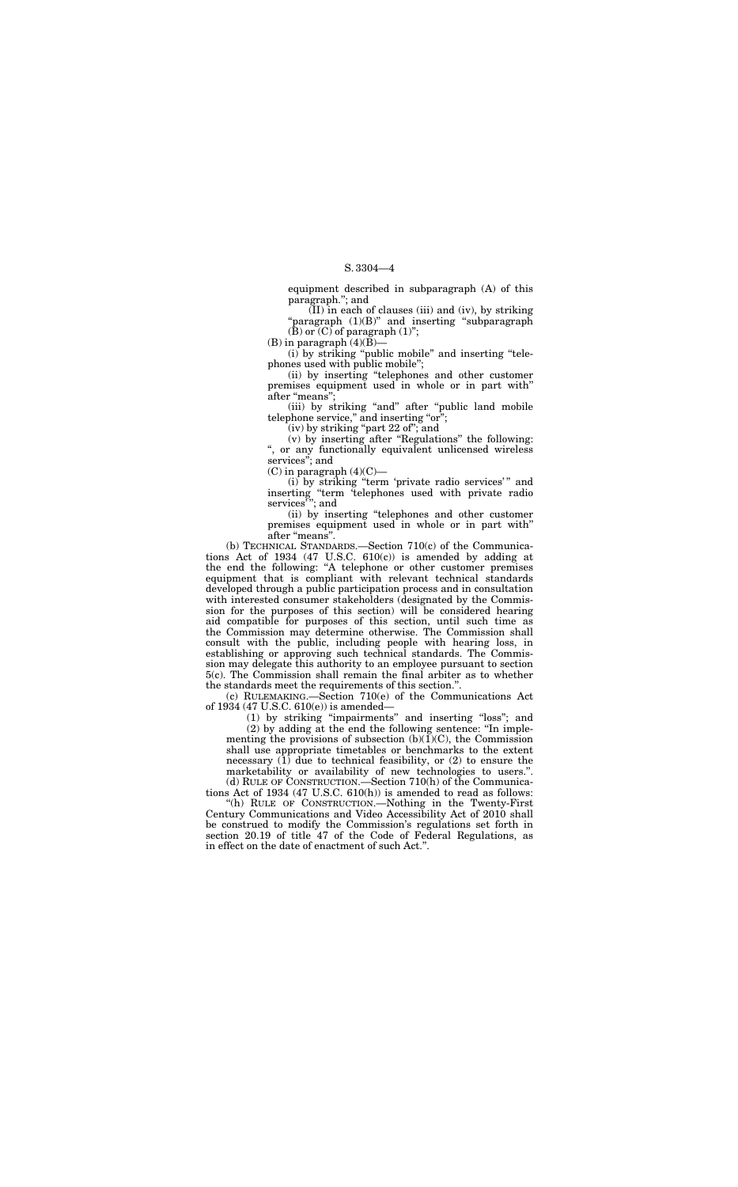equipment described in subparagraph (A) of this paragraph."; and

(II) in each of clauses (iii) and (iv), by striking "paragraph (1)(B)" and inserting "subparagraph (B) or (C) of paragraph (1)";

(B) in paragraph (4)(B)—

(i) by striking "public mobile" and inserting "telephones used with public mobile";

(ii) by inserting "telephones and other customer premises equipment used in whole or in part with" after "means";

(iii) by striking "and" after "public land mobile telephone service," and inserting "or";

(iv) by striking "part 22 of"; and

(v) by inserting after "Regulations" the following: ", or any functionally equivalent unlicensed wireless services"; and

(C) in paragraph (4)(C)—

(i) by striking "term 'private radio services' " and inserting "term 'telephones used with private radio services' "; and

(ii) by inserting "telephones and other customer premises equipment used in whole or in part with" after "means".

(b) TECHNICAL STANDARDS.—Section 710(c) of the Communications Act of 1934 (47 U.S.C. 610(c)) is amended by adding at the end the following: "A telephone or other customer premises equipment that is compliant with relevant technical standards developed through a public participation process and in consultation with interested consumer stakeholders (designated by the Commission for the purposes of this section) will be considered hearing aid compatible for purposes of this section, until such time as the Commission may determine otherwise. The Commission shall consult with the public, including people with hearing loss, in establishing or approving such technical standards. The Commission may delegate this authority to an employee pursuant to section 5(c). The Commission shall remain the final arbiter as to whether the standards meet the requirements of this section.".

(c) RULEMAKING.—Section 710(e) of the Communications Act of 1934 (47 U.S.C. 610(e)) is amended—

(1) by striking "impairments" and inserting "loss"; and

(2) by adding at the end the following sentence: "In implementing the provisions of subsection (b)(1)(C), the Commission shall use appropriate timetables or benchmarks to the extent necessary (1) due to technical feasibility, or (2) to ensure the marketability or availability of new technologies to users.".

(d) RULE OF CONSTRUCTION.—Section 710(h) of the Communications Act of 1934 (47 U.S.C. 610(h)) is amended to read as follows:

"(h) RULE OF CONSTRUCTION.—Nothing in the Twenty-First Century Communications and Video Accessibility Act of 2010 shall be construed to modify the Commission's regulations set forth in section 20.19 of title 47 of the Code of Federal Regulations, as in effect on the date of enactment of such Act.".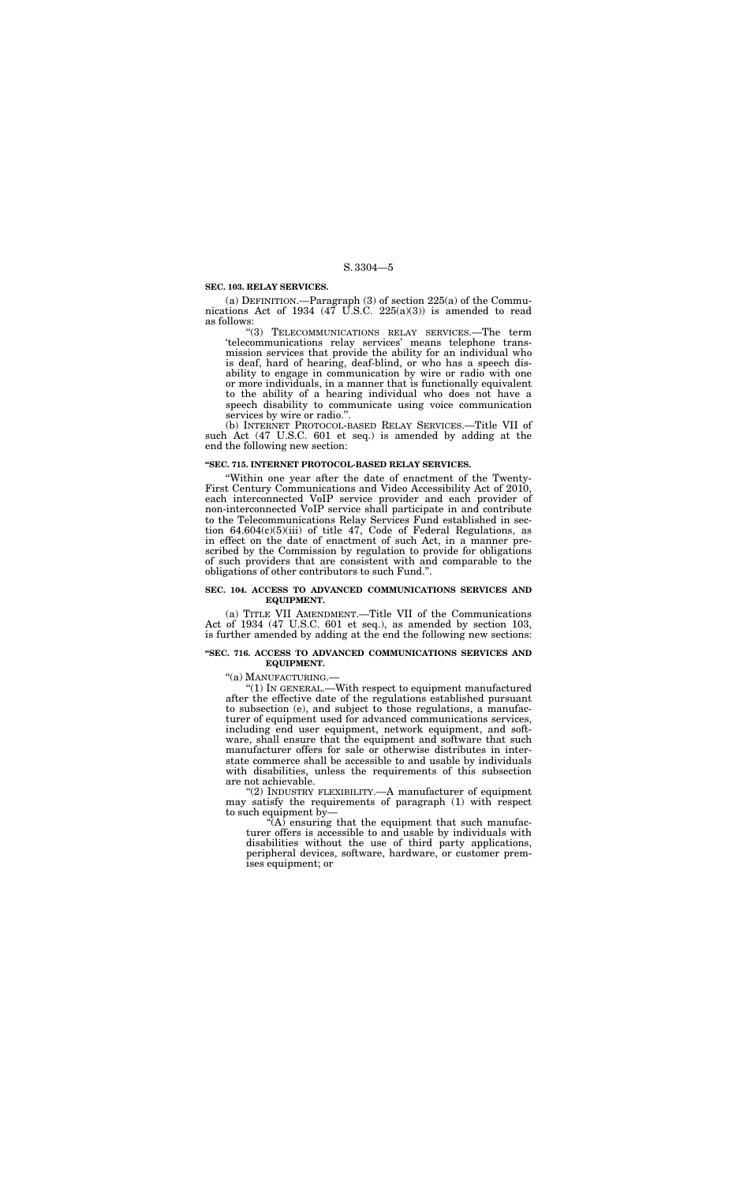**SEC. 103. RELAY SERVICES.**

(a) DEFINITION.—Paragraph (3) of section 225(a) of the Communications Act of 1934 (47 U.S.C. 225(a)(3)) is amended to read as follows:

"(3) TELECOMMUNICATIONS RELAY SERVICES.—The term 'telecommunications relay services' means telephone transmission services that provide the ability for an individual who is deaf, hard of hearing, deaf-blind, or who has a speech disability to engage in communication by wire or radio with one or more individuals, in a manner that is functionally equivalent to the ability of a hearing individual who does not have a speech disability to communicate using voice communication services by wire or radio.".

(b) INTERNET PROTOCOL-BASED RELAY SERVICES.—Title VII of such Act (47 U.S.C. 601 et seq.) is amended by adding at the end the following new section:

**"SEC. 715. INTERNET PROTOCOL-BASED RELAY SERVICES.**

"Within one year after the date of enactment of the Twenty-First Century Communications and Video Accessibility Act of 2010, each interconnected VoIP service provider and each provider of non-interconnected VoIP service shall participate in and contribute to the Telecommunications Relay Services Fund established in section 64.604(c)(5)(iii) of title 47, Code of Federal Regulations, as in effect on the date of enactment of such Act, in a manner prescribed by the Commission by regulation to provide for obligations of such providers that are consistent with and comparable to the obligations of other contributors to such Fund.".

**SEC. 104. ACCESS TO ADVANCED COMMUNICATIONS SERVICES AND EQUIPMENT.**

(a) TITLE VII AMENDMENT.—Title VII of the Communications Act of 1934 (47 U.S.C. 601 et seq.), as amended by section 103, is further amended by adding at the end the following new sections:

**"SEC. 716. ACCESS TO ADVANCED COMMUNICATIONS SERVICES AND EQUIPMENT.**

"(a) MANUFACTURING.—

"(1) IN GENERAL.—With respect to equipment manufactured after the effective date of the regulations established pursuant to subsection (e), and subject to those regulations, a manufacturer of equipment used for advanced communications services, including end user equipment, network equipment, and software, shall ensure that the equipment and software that such manufacturer offers for sale or otherwise distributes in interstate commerce shall be accessible to and usable by individuals with disabilities, unless the requirements of this subsection are not achievable.

"(2) INDUSTRY FLEXIBILITY.—A manufacturer of equipment may satisfy the requirements of paragraph (1) with respect to such equipment by—

"(A) ensuring that the equipment that such manufacturer offers is accessible to and usable by individuals with disabilities without the use of third party applications, peripheral devices, software, hardware, or customer premises equipment; or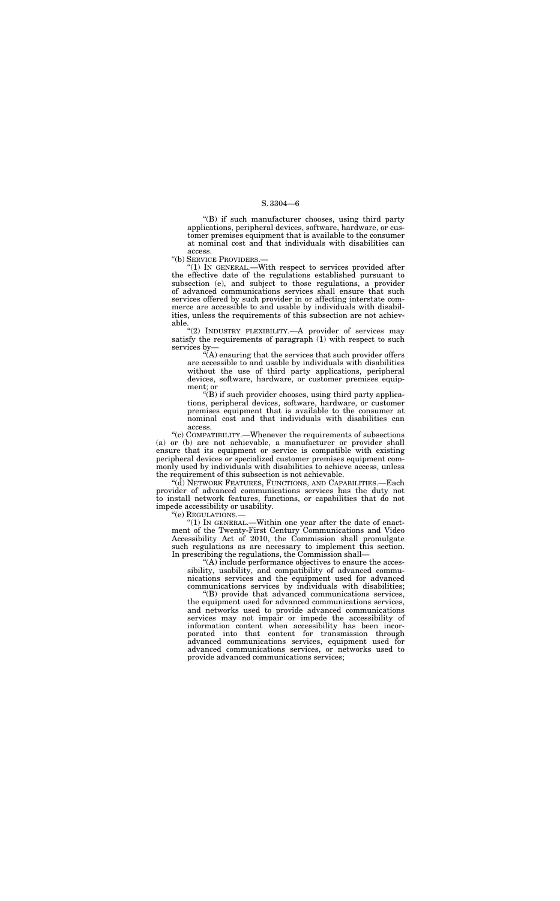"(B) if such manufacturer chooses, using third party applications, peripheral devices, software, hardware, or customer premises equipment that is available to the consumer at nominal cost and that individuals with disabilities can access.

"(b) SERVICE PROVIDERS.—

"(1) IN GENERAL.—With respect to services provided after the effective date of the regulations established pursuant to subsection (e), and subject to those regulations, a provider of advanced communications services shall ensure that such services offered by such provider in or affecting interstate commerce are accessible to and usable by individuals with disabilities, unless the requirements of this subsection are not achievable.

"(2) INDUSTRY FLEXIBILITY.—A provider of services may satisfy the requirements of paragraph (1) with respect to such services by—

"(A) ensuring that the services that such provider offers are accessible to and usable by individuals with disabilities without the use of third party applications, peripheral devices, software, hardware, or customer premises equipment; or

"(B) if such provider chooses, using third party applications, peripheral devices, software, hardware, or customer premises equipment that is available to the consumer at nominal cost and that individuals with disabilities can access.

"(c) COMPATIBILITY.—Whenever the requirements of subsections (a) or (b) are not achievable, a manufacturer or provider shall ensure that its equipment or service is compatible with existing peripheral devices or specialized customer premises equipment commonly used by individuals with disabilities to achieve access, unless the requirement of this subsection is not achievable.

"(d) NETWORK FEATURES, FUNCTIONS, AND CAPABILITIES.—Each provider of advanced communications services has the duty not to install network features, functions, or capabilities that do not impede accessibility or usability.

"(e) REGULATIONS.—

"(1) IN GENERAL.—Within one year after the date of enactment of the Twenty-First Century Communications and Video Accessibility Act of 2010, the Commission shall promulgate such regulations as are necessary to implement this section. In prescribing the regulations, the Commission shall—

"(A) include performance objectives to ensure the accessibility, usability, and compatibility of advanced communications services and the equipment used for advanced communications services by individuals with disabilities;

"(B) provide that advanced communications services, the equipment used for advanced communications services, and networks used to provide advanced communications services may not impair or impede the accessibility of information content when accessibility has been incorporated into that content for transmission through advanced communications services, equipment used for advanced communications services, or networks used to provide advanced communications services;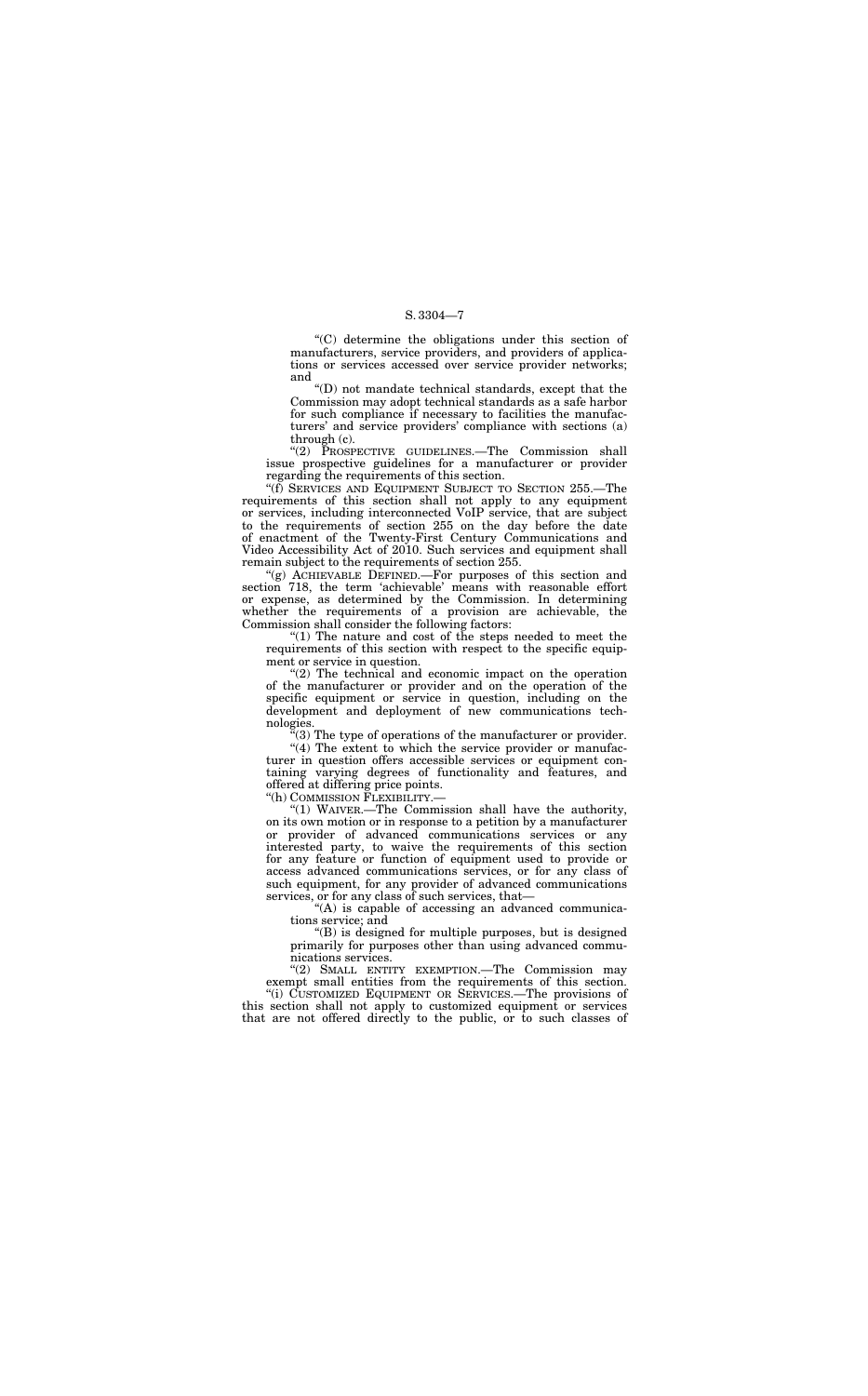"(C) determine the obligations under this section of manufacturers, service providers, and providers of applications or services accessed over service provider networks; and

"(D) not mandate technical standards, except that the Commission may adopt technical standards as a safe harbor for such compliance if necessary to facilities the manufacturers' and service providers' compliance with sections (a) through (c).

"(2) PROSPECTIVE GUIDELINES.—The Commission shall issue prospective guidelines for a manufacturer or provider regarding the requirements of this section.

"(f) SERVICES AND EQUIPMENT SUBJECT TO SECTION 255.—The requirements of this section shall not apply to any equipment or services, including interconnected VoIP service, that are subject to the requirements of section 255 on the day before the date of enactment of the Twenty-First Century Communications and Video Accessibility Act of 2010. Such services and equipment shall remain subject to the requirements of section 255.

"(g) ACHIEVABLE DEFINED.—For purposes of this section and section 718, the term 'achievable' means with reasonable effort or expense, as determined by the Commission. In determining whether the requirements of a provision are achievable, the Commission shall consider the following factors:

"(1) The nature and cost of the steps needed to meet the requirements of this section with respect to the specific equipment or service in question.

"(2) The technical and economic impact on the operation of the manufacturer or provider and on the operation of the specific equipment or service in question, including on the development and deployment of new communications technologies.

"(3) The type of operations of the manufacturer or provider.

"(4) The extent to which the service provider or manufacturer in question offers accessible services or equipment containing varying degrees of functionality and features, and offered at differing price points.

"(h) COMMISSION FLEXIBILITY.—

"(1) WAIVER.—The Commission shall have the authority, on its own motion or in response to a petition by a manufacturer or provider of advanced communications services or any interested party, to waive the requirements of this section for any feature or function of equipment used to provide or access advanced communications services, or for any class of such equipment, for any provider of advanced communications services, or for any class of such services, that—

"(A) is capable of accessing an advanced communications service; and

"(B) is designed for multiple purposes, but is designed primarily for purposes other than using advanced communications services.

"(2) SMALL ENTITY EXEMPTION.—The Commission may exempt small entities from the requirements of this section.

"(i) CUSTOMIZED EQUIPMENT OR SERVICES.—The provisions of this section shall not apply to customized equipment or services that are not offered directly to the public, or to such classes of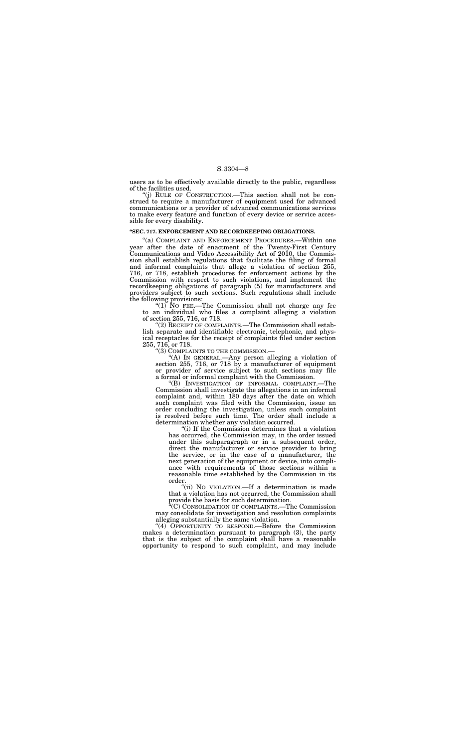users as to be effectively available directly to the public, regardless of the facilities used.

"(j) RULE OF CONSTRUCTION.—This section shall not be construed to require a manufacturer of equipment used for advanced communications or a provider of advanced communications services to make every feature and function of every device or service accessible for every disability.

**"SEC. 717. ENFORCEMENT AND RECORDKEEPING OBLIGATIONS.**

"(a) COMPLAINT AND ENFORCEMENT PROCEDURES.—Within one year after the date of enactment of the Twenty-First Century Communications and Video Accessibility Act of 2010, the Commission shall establish regulations that facilitate the filing of formal and informal complaints that allege a violation of section 255, 716, or 718, establish procedures for enforcement actions by the Commission with respect to such violations, and implement the recordkeeping obligations of paragraph (5) for manufacturers and providers subject to such sections. Such regulations shall include the following provisions:

"(1) NO FEE.—The Commission shall not charge any fee to an individual who files a complaint alleging a violation of section 255, 716, or 718.

"(2) RECEIPT OF COMPLAINTS.—The Commission shall establish separate and identifiable electronic, telephonic, and physical receptacles for the receipt of complaints filed under section 255, 716, or 718.

"(3) COMPLAINTS TO THE COMMISSION.—

"(A) IN GENERAL.—Any person alleging a violation of section 255, 716, or 718 by a manufacturer of equipment or provider of service subject to such sections may file a formal or informal complaint with the Commission.

"(B) INVESTIGATION OF INFORMAL COMPLAINT.—The Commission shall investigate the allegations in an informal complaint and, within 180 days after the date on which such complaint was filed with the Commission, issue an order concluding the investigation, unless such complaint is resolved before such time. The order shall include a determination whether any violation occurred.

"(i) If the Commission determines that a violation has occurred, the Commission may, in the order issued under this subparagraph or in a subsequent order, direct the manufacturer or service provider to bring the service, or in the case of a manufacturer, the next generation of the equipment or device, into compliance with requirements of those sections within a reasonable time established by the Commission in its order.

"(ii) NO VIOLATION.—If a determination is made that a violation has not occurred, the Commission shall provide the basis for such determination.

"(C) CONSOLIDATION OF COMPLAINTS.—The Commission may consolidate for investigation and resolution complaints alleging substantially the same violation.

"(4) OPPORTUNITY TO RESPOND.—Before the Commission makes a determination pursuant to paragraph (3), the party that is the subject of the complaint shall have a reasonable opportunity to respond to such complaint, and may include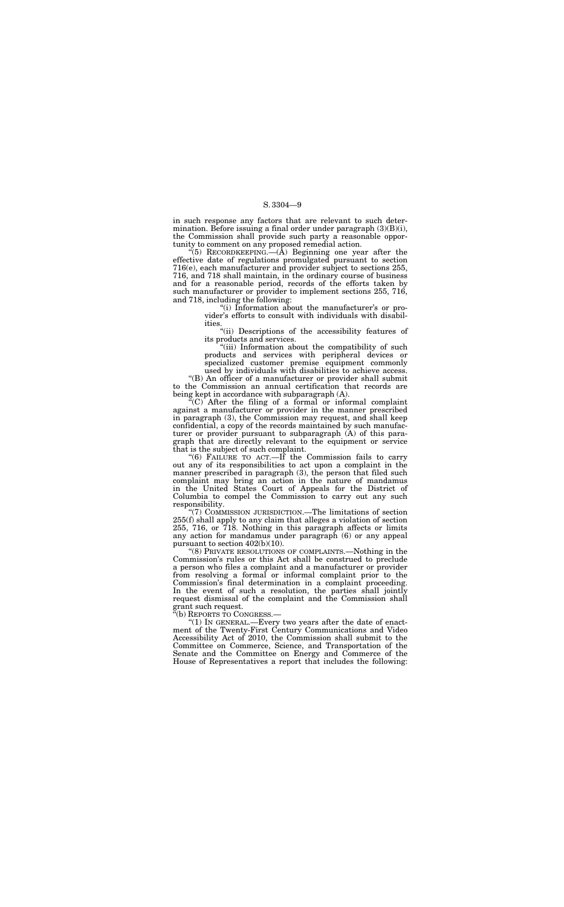in such response any factors that are relevant to such determination. Before issuing a final order under paragraph (3)(B)(i), the Commission shall provide such party a reasonable opportunity to comment on any proposed remedial action.

"(5) RECORDKEEPING.—(A) Beginning one year after the effective date of regulations promulgated pursuant to section 716(e), each manufacturer and provider subject to sections 255, 716, and 718 shall maintain, in the ordinary course of business and for a reasonable period, records of the efforts taken by such manufacturer or provider to implement sections 255, 716, and 718, including the following:

"(i) Information about the manufacturer's or provider's efforts to consult with individuals with disabilities.

"(ii) Descriptions of the accessibility features of its products and services.

"(iii) Information about the compatibility of such products and services with peripheral devices or specialized customer premise equipment commonly used by individuals with disabilities to achieve access.

"(B) An officer of a manufacturer or provider shall submit to the Commission an annual certification that records are being kept in accordance with subparagraph (A).

"(C) After the filing of a formal or informal complaint against a manufacturer or provider in the manner prescribed in paragraph (3), the Commission may request, and shall keep confidential, a copy of the records maintained by such manufacturer or provider pursuant to subparagraph (A) of this paragraph that are directly relevant to the equipment or service that is the subject of such complaint.

"(6) FAILURE TO ACT.—If the Commission fails to carry out any of its responsibilities to act upon a complaint in the manner prescribed in paragraph (3), the person that filed such complaint may bring an action in the nature of mandamus in the United States Court of Appeals for the District of Columbia to compel the Commission to carry out any such responsibility.

"(7) COMMISSION JURISDICTION.—The limitations of section 255(f) shall apply to any claim that alleges a violation of section 255, 716, or 718. Nothing in this paragraph affects or limits any action for mandamus under paragraph (6) or any appeal pursuant to section 402(b)(10).

"(8) PRIVATE RESOLUTIONS OF COMPLAINTS.—Nothing in the Commission's rules or this Act shall be construed to preclude a person who files a complaint and a manufacturer or provider from resolving a formal or informal complaint prior to the Commission's final determination in a complaint proceeding. In the event of such a resolution, the parties shall jointly request dismissal of the complaint and the Commission shall grant such request.

"(b) REPORTS TO CONGRESS.—

"(1) IN GENERAL.—Every two years after the date of enactment of the Twenty-First Century Communications and Video Accessibility Act of 2010, the Commission shall submit to the Committee on Commerce, Science, and Transportation of the Senate and the Committee on Energy and Commerce of the House of Representatives a report that includes the following: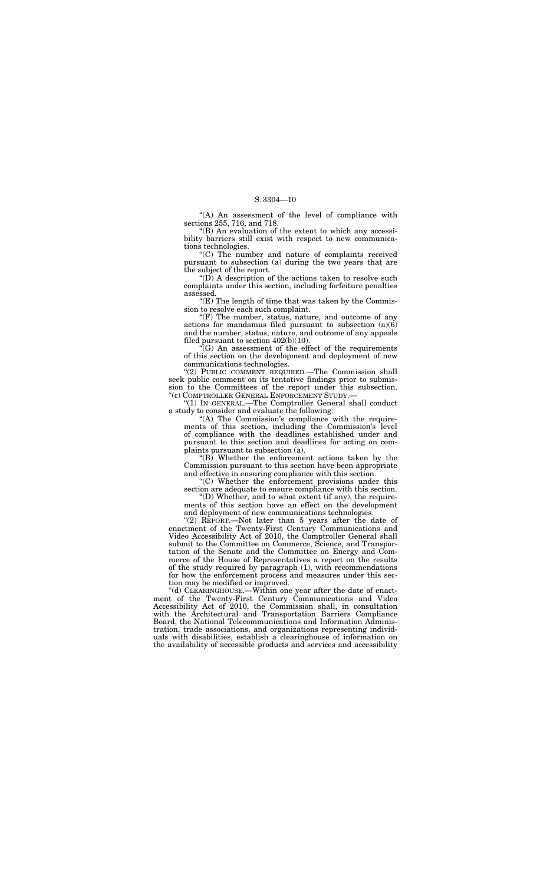"(A) An assessment of the level of compliance with sections 255, 716, and 718.

"(B) An evaluation of the extent to which any accessibility barriers still exist with respect to new communications technologies.

"(C) The number and nature of complaints received pursuant to subsection (a) during the two years that are the subject of the report.

"(D) A description of the actions taken to resolve such complaints under this section, including forfeiture penalties assessed.

"(E) The length of time that was taken by the Commission to resolve each such complaint.

"(F) The number, status, nature, and outcome of any actions for mandamus filed pursuant to subsection (a)(6) and the number, status, nature, and outcome of any appeals filed pursuant to section 402(b)(10).

"(G) An assessment of the effect of the requirements of this section on the development and deployment of new communications technologies.

"(2) PUBLIC COMMENT REQUIRED.—The Commission shall seek public comment on its tentative findings prior to submission to the Committees of the report under this subsection.

"(c) COMPTROLLER GENERAL ENFORCEMENT STUDY.—

"(1) IN GENERAL.—The Comptroller General shall conduct a study to consider and evaluate the following:

"(A) The Commission's compliance with the requirements of this section, including the Commission's level of compliance with the deadlines established under and pursuant to this section and deadlines for acting on complaints pursuant to subsection (a).

"(B) Whether the enforcement actions taken by the Commission pursuant to this section have been appropriate and effective in ensuring compliance with this section.

"(C) Whether the enforcement provisions under this section are adequate to ensure compliance with this section.

"(D) Whether, and to what extent (if any), the requirements of this section have an effect on the development and deployment of new communications technologies.

"(2) REPORT.—Not later than 5 years after the date of enactment of the Twenty-First Century Communications and Video Accessibility Act of 2010, the Comptroller General shall submit to the Committee on Commerce, Science, and Transportation of the Senate and the Committee on Energy and Commerce of the House of Representatives a report on the results of the study required by paragraph (1), with recommendations for how the enforcement process and measures under this section may be modified or improved.

"(d) CLEARINGHOUSE.—Within one year after the date of enactment of the Twenty-First Century Communications and Video Accessibility Act of 2010, the Commission shall, in consultation with the Architectural and Transportation Barriers Compliance Board, the National Telecommunications and Information Administration, trade associations, and organizations representing individuals with disabilities, establish a clearinghouse of information on the availability of accessible products and services and accessibility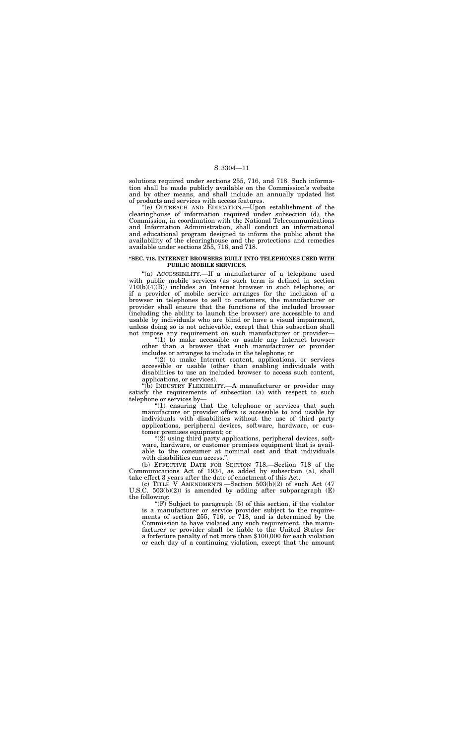solutions required under sections 255, 716, and 718. Such information shall be made publicly available on the Commission's website and by other means, and shall include an annually updated list of products and services with access features.

"(e) OUTREACH AND EDUCATION.—Upon establishment of the clearinghouse of information required under subsection (d), the Commission, in coordination with the National Telecommunications and Information Administration, shall conduct an informational and educational program designed to inform the public about the availability of the clearinghouse and the protections and remedies available under sections 255, 716, and 718.

**"SEC. 718. INTERNET BROWSERS BUILT INTO TELEPHONES USED WITH PUBLIC MOBILE SERVICES.**

"(a) ACCESSIBILITY.—If a manufacturer of a telephone used with public mobile services (as such term is defined in section 710(b)(4)(B)) includes an Internet browser in such telephone, or if a provider of mobile service arranges for the inclusion of a browser in telephones to sell to customers, the manufacturer or provider shall ensure that the functions of the included browser (including the ability to launch the browser) are accessible to and usable by individuals who are blind or have a visual impairment, unless doing so is not achievable, except that this subsection shall not impose any requirement on such manufacturer or provider—

"(1) to make accessible or usable any Internet browser other than a browser that such manufacturer or provider includes or arranges to include in the telephone; or

"(2) to make Internet content, applications, or services accessible or usable (other than enabling individuals with disabilities to use an included browser to access such content, applications, or services).

"(b) INDUSTRY FLEXIBILITY.—A manufacturer or provider may satisfy the requirements of subsection (a) with respect to such telephone or services by—

"(1) ensuring that the telephone or services that such manufacture or provider offers is accessible to and usable by individuals with disabilities without the use of third party applications, peripheral devices, software, hardware, or customer premises equipment; or

"(2) using third party applications, peripheral devices, software, hardware, or customer premises equipment that is available to the consumer at nominal cost and that individuals with disabilities can access.".

(b) EFFECTIVE DATE FOR SECTION 718.—Section 718 of the Communications Act of 1934, as added by subsection (a), shall take effect 3 years after the date of enactment of this Act.

(c) TITLE V AMENDMENTS.—Section 503(b)(2) of such Act (47 U.S.C. 503(b)(2)) is amended by adding after subparagraph (E) the following:

"(F) Subject to paragraph (5) of this section, if the violator is a manufacturer or service provider subject to the requirements of section 255, 716, or 718, and is determined by the Commission to have violated any such requirement, the manufacturer or provider shall be liable to the United States for a forfeiture penalty of not more than $100,000 for each violation or each day of a continuing violation, except that the amount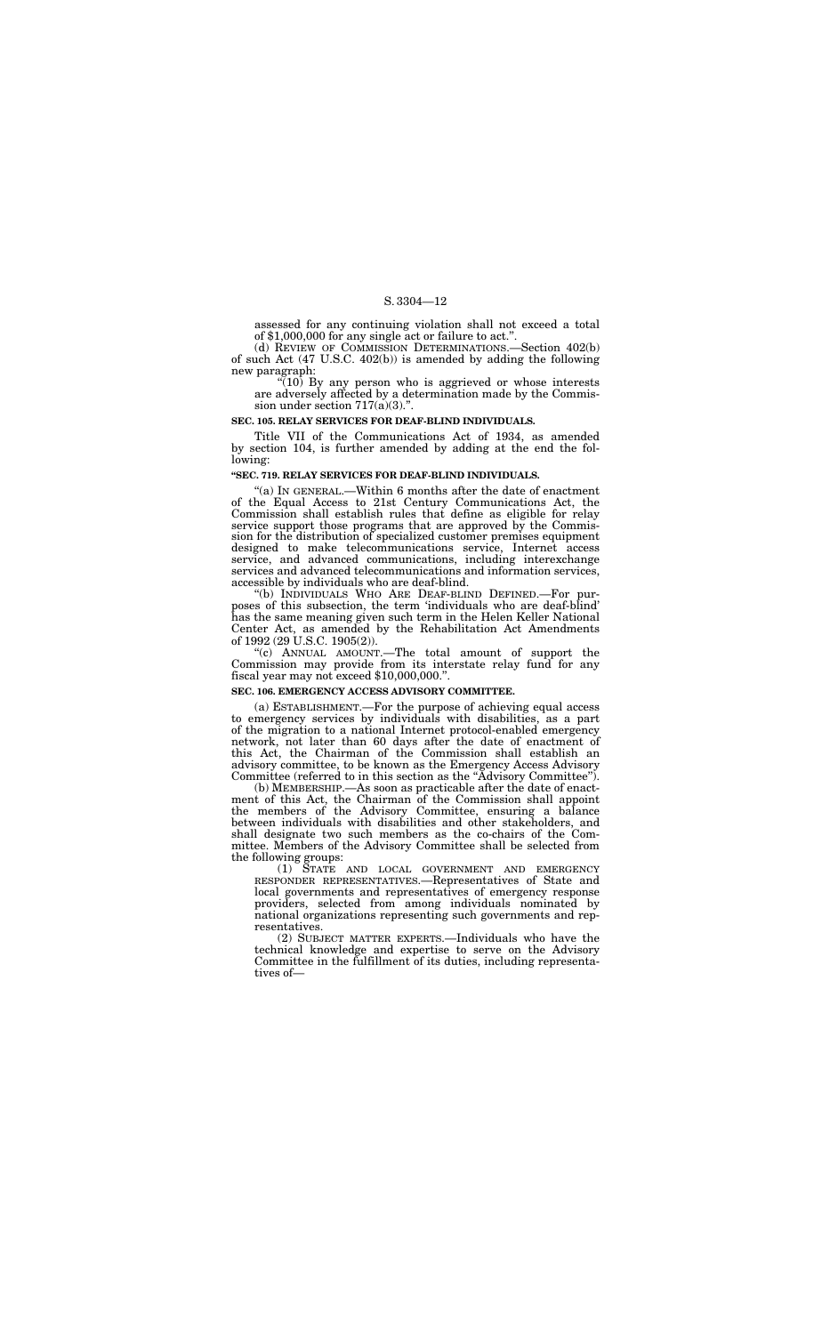assessed for any continuing violation shall not exceed a total of $1,000,000 for any single act or failure to act.''.

(d) REVIEW OF COMMISSION DETERMINATIONS.—Section 402(b) of such Act (47 U.S.C. 402(b)) is amended by adding the following new paragraph:

''(10) By any person who is aggrieved or whose interests are adversely affected by a determination made by the Commission under section 717(a)(3).''.

**SEC. 105. RELAY SERVICES FOR DEAF-BLIND INDIVIDUALS.**

Title VII of the Communications Act of 1934, as amended by section 104, is further amended by adding at the end the following:

**''SEC. 719. RELAY SERVICES FOR DEAF-BLIND INDIVIDUALS.**

''(a) IN GENERAL.—Within 6 months after the date of enactment of the Equal Access to 21st Century Communications Act, the Commission shall establish rules that define as eligible for relay service support those programs that are approved by the Commission for the distribution of specialized customer premises equipment designed to make telecommunications service, Internet access service, and advanced communications, including interexchange services and advanced telecommunications and information services, accessible by individuals who are deaf-blind.

''(b) INDIVIDUALS WHO ARE DEAF-BLIND DEFINED.—For purposes of this subsection, the term 'individuals who are deaf-blind' has the same meaning given such term in the Helen Keller National Center Act, as amended by the Rehabilitation Act Amendments of 1992 (29 U.S.C. 1905(2)).

''(c) ANNUAL AMOUNT.—The total amount of support the Commission may provide from its interstate relay fund for any fiscal year may not exceed $10,000,000.''.

**SEC. 106. EMERGENCY ACCESS ADVISORY COMMITTEE.**

(a) ESTABLISHMENT.—For the purpose of achieving equal access to emergency services by individuals with disabilities, as a part of the migration to a national Internet protocol-enabled emergency network, not later than 60 days after the date of enactment of this Act, the Chairman of the Commission shall establish an advisory committee, to be known as the Emergency Access Advisory Committee (referred to in this section as the ''Advisory Committee'').

(b) MEMBERSHIP.—As soon as practicable after the date of enactment of this Act, the Chairman of the Commission shall appoint the members of the Advisory Committee, ensuring a balance between individuals with disabilities and other stakeholders, and shall designate two such members as the co-chairs of the Committee. Members of the Advisory Committee shall be selected from the following groups:

(1) STATE AND LOCAL GOVERNMENT AND EMERGENCY RESPONDER REPRESENTATIVES.—Representatives of State and local governments and representatives of emergency response providers, selected from among individuals nominated by national organizations representing such governments and representatives.

(2) SUBJECT MATTER EXPERTS.—Individuals who have the technical knowledge and expertise to serve on the Advisory Committee in the fulfillment of its duties, including representatives of—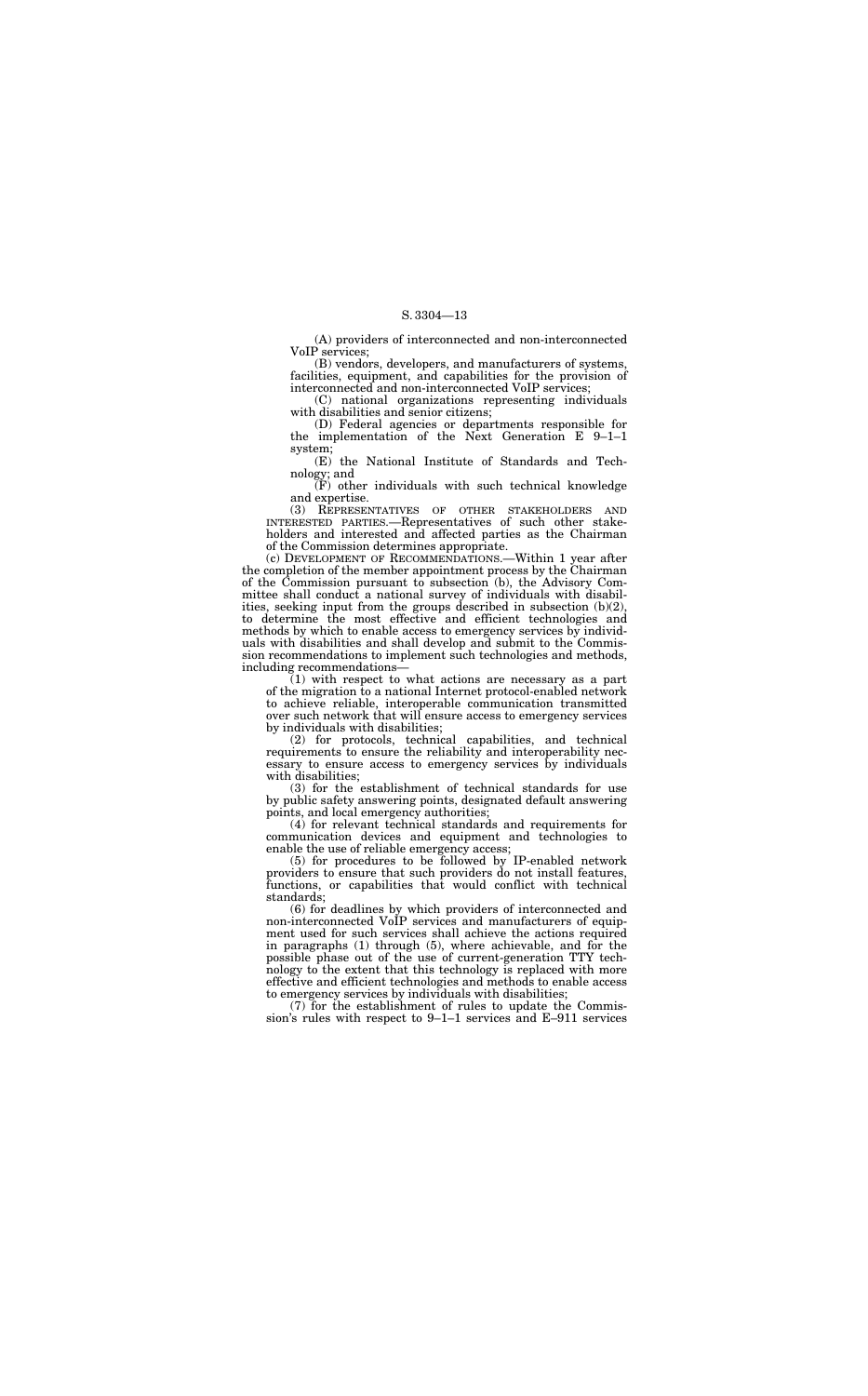(A) providers of interconnected and non-interconnected VoIP services;

(B) vendors, developers, and manufacturers of systems, facilities, equipment, and capabilities for the provision of interconnected and non-interconnected VoIP services;

(C) national organizations representing individuals with disabilities and senior citizens;

(D) Federal agencies or departments responsible for the implementation of the Next Generation E 9–1–1 system;

(E) the National Institute of Standards and Technology; and

(F) other individuals with such technical knowledge and expertise.

(3) REPRESENTATIVES OF OTHER STAKEHOLDERS AND INTERESTED PARTIES.—Representatives of such other stakeholders and interested and affected parties as the Chairman of the Commission determines appropriate.

(c) DEVELOPMENT OF RECOMMENDATIONS.—Within 1 year after the completion of the member appointment process by the Chairman of the Commission pursuant to subsection (b), the Advisory Committee shall conduct a national survey of individuals with disabilities, seeking input from the groups described in subsection (b)(2), to determine the most effective and efficient technologies and methods by which to enable access to emergency services by individuals with disabilities and shall develop and submit to the Commission recommendations to implement such technologies and methods, including recommendations—

(1) with respect to what actions are necessary as a part of the migration to a national Internet protocol-enabled network to achieve reliable, interoperable communication transmitted over such network that will ensure access to emergency services by individuals with disabilities;

(2) for protocols, technical capabilities, and technical requirements to ensure the reliability and interoperability necessary to ensure access to emergency services by individuals with disabilities;

(3) for the establishment of technical standards for use by public safety answering points, designated default answering points, and local emergency authorities;

(4) for relevant technical standards and requirements for communication devices and equipment and technologies to enable the use of reliable emergency access;

(5) for procedures to be followed by IP-enabled network providers to ensure that such providers do not install features, functions, or capabilities that would conflict with technical standards;

(6) for deadlines by which providers of interconnected and non-interconnected VoIP services and manufacturers of equipment used for such services shall achieve the actions required in paragraphs (1) through (5), where achievable, and for the possible phase out of the use of current-generation TTY technology to the extent that this technology is replaced with more effective and efficient technologies and methods to enable access to emergency services by individuals with disabilities;

(7) for the establishment of rules to update the Commission's rules with respect to 9–1–1 services and E–911 services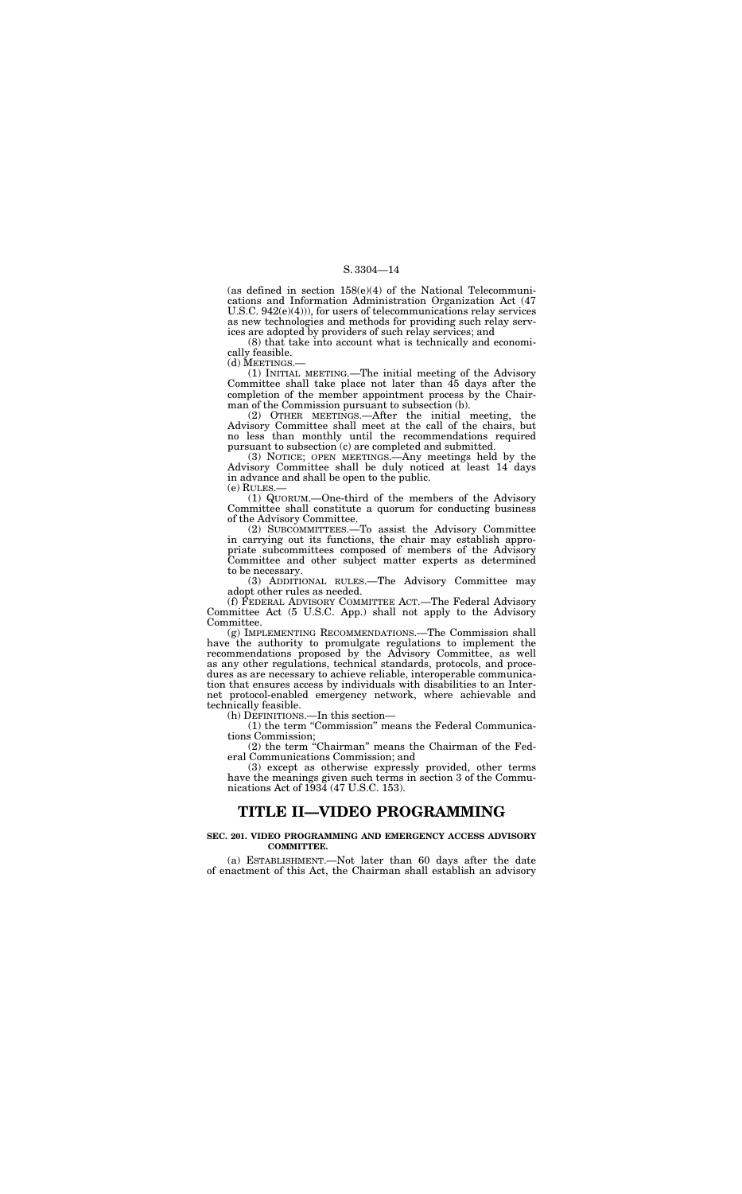(as defined in section 158(e)(4) of the National Telecommunications and Information Administration Organization Act (47 U.S.C. 942(e)(4))), for users of telecommunications relay services as new technologies and methods for providing such relay services are adopted by providers of such relay services; and

(8) that take into account what is technically and economically feasible.

(d) MEETINGS.—

(1) INITIAL MEETING.—The initial meeting of the Advisory Committee shall take place not later than 45 days after the completion of the member appointment process by the Chairman of the Commission pursuant to subsection (b).

(2) OTHER MEETINGS.—After the initial meeting, the Advisory Committee shall meet at the call of the chairs, but no less than monthly until the recommendations required pursuant to subsection (c) are completed and submitted.

(3) NOTICE; OPEN MEETINGS.—Any meetings held by the Advisory Committee shall be duly noticed at least 14 days in advance and shall be open to the public.

(e) RULES.—

(1) QUORUM.—One-third of the members of the Advisory Committee shall constitute a quorum for conducting business of the Advisory Committee.

(2) SUBCOMMITTEES.—To assist the Advisory Committee in carrying out its functions, the chair may establish appropriate subcommittees composed of members of the Advisory Committee and other subject matter experts as determined to be necessary.

(3) ADDITIONAL RULES.—The Advisory Committee may adopt other rules as needed.

(f) FEDERAL ADVISORY COMMITTEE ACT.—The Federal Advisory Committee Act (5 U.S.C. App.) shall not apply to the Advisory Committee.

(g) IMPLEMENTING RECOMMENDATIONS.—The Commission shall have the authority to promulgate regulations to implement the recommendations proposed by the Advisory Committee, as well as any other regulations, technical standards, protocols, and procedures as are necessary to achieve reliable, interoperable communication that ensures access by individuals with disabilities to an Internet protocol-enabled emergency network, where achievable and technically feasible.

(h) DEFINITIONS.—In this section—

(1) the term "Commission" means the Federal Communications Commission;

(2) the term "Chairman" means the Chairman of the Federal Communications Commission; and

(3) except as otherwise expressly provided, other terms have the meanings given such terms in section 3 of the Communications Act of 1934 (47 U.S.C. 153).

# TITLE II—VIDEO PROGRAMMING

### SEC. 201. VIDEO PROGRAMMING AND EMERGENCY ACCESS ADVISORY COMMITTEE.

(a) ESTABLISHMENT.—Not later than 60 days after the date of enactment of this Act, the Chairman shall establish an advisory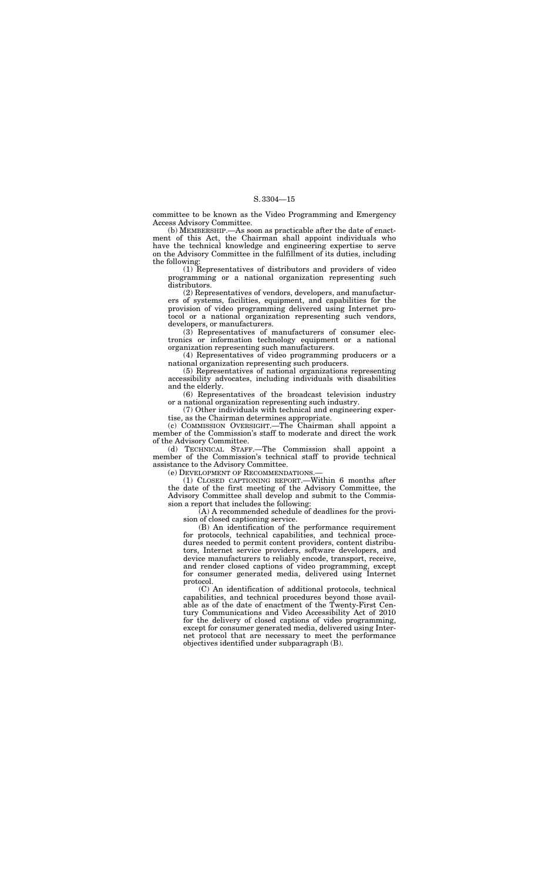committee to be known as the Video Programming and Emergency Access Advisory Committee.

(b) MEMBERSHIP.—As soon as practicable after the date of enactment of this Act, the Chairman shall appoint individuals who have the technical knowledge and engineering expertise to serve on the Advisory Committee in the fulfillment of its duties, including the following:

(1) Representatives of distributors and providers of video programming or a national organization representing such distributors.

(2) Representatives of vendors, developers, and manufacturers of systems, facilities, equipment, and capabilities for the provision of video programming delivered using Internet protocol or a national organization representing such vendors, developers, or manufacturers.

(3) Representatives of manufacturers of consumer electronics or information technology equipment or a national organization representing such manufacturers.

(4) Representatives of video programming producers or a national organization representing such producers.

(5) Representatives of national organizations representing accessibility advocates, including individuals with disabilities and the elderly.

(6) Representatives of the broadcast television industry or a national organization representing such industry.

(7) Other individuals with technical and engineering expertise, as the Chairman determines appropriate.

(c) COMMISSION OVERSIGHT.—The Chairman shall appoint a member of the Commission's staff to moderate and direct the work of the Advisory Committee.

(d) TECHNICAL STAFF.—The Commission shall appoint a member of the Commission's technical staff to provide technical assistance to the Advisory Committee.

(e) DEVELOPMENT OF RECOMMENDATIONS.—

(1) CLOSED CAPTIONING REPORT.—Within 6 months after the date of the first meeting of the Advisory Committee, the Advisory Committee shall develop and submit to the Commission a report that includes the following:

(A) A recommended schedule of deadlines for the provision of closed captioning service.

(B) An identification of the performance requirement for protocols, technical capabilities, and technical procedures needed to permit content providers, content distributors, Internet service providers, software developers, and device manufacturers to reliably encode, transport, receive, and render closed captions of video programming, except for consumer generated media, delivered using Internet protocol.

(C) An identification of additional protocols, technical capabilities, and technical procedures beyond those available as of the date of enactment of the Twenty-First Century Communications and Video Accessibility Act of 2010 for the delivery of closed captions of video programming, except for consumer generated media, delivered using Internet protocol that are necessary to meet the performance objectives identified under subparagraph (B).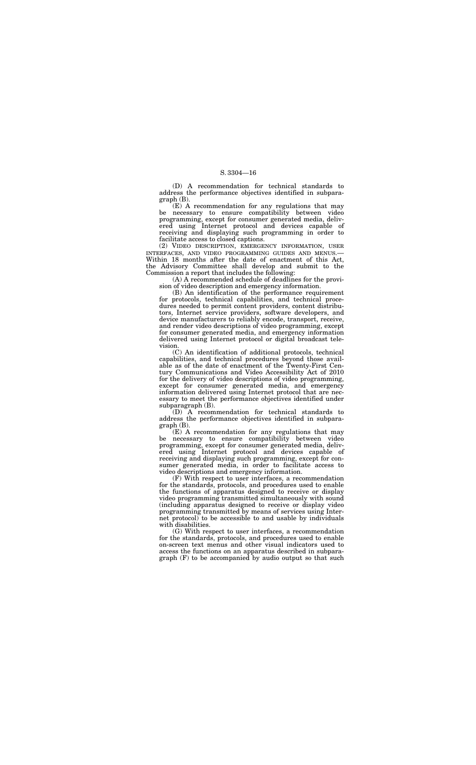(D) A recommendation for technical standards to address the performance objectives identified in subparagraph (B).

(E) A recommendation for any regulations that may be necessary to ensure compatibility between video programming, except for consumer generated media, delivered using Internet protocol and devices capable of receiving and displaying such programming in order to facilitate access to closed captions.

(2) VIDEO DESCRIPTION, EMERGENCY INFORMATION, USER INTERFACES, AND VIDEO PROGRAMMING GUIDES AND MENUS.—Within 18 months after the date of enactment of this Act, the Advisory Committee shall develop and submit to the Commission a report that includes the following:

(A) A recommended schedule of deadlines for the provision of video description and emergency information.

(B) An identification of the performance requirement for protocols, technical capabilities, and technical procedures needed to permit content providers, content distributors, Internet service providers, software developers, and device manufacturers to reliably encode, transport, receive, and render video descriptions of video programming, except for consumer generated media, and emergency information delivered using Internet protocol or digital broadcast television.

(C) An identification of additional protocols, technical capabilities, and technical procedures beyond those available as of the date of enactment of the Twenty-First Century Communications and Video Accessibility Act of 2010 for the delivery of video descriptions of video programming, except for consumer generated media, and emergency information delivered using Internet protocol that are necessary to meet the performance objectives identified under subparagraph (B).

(D) A recommendation for technical standards to address the performance objectives identified in subparagraph (B).

(E) A recommendation for any regulations that may be necessary to ensure compatibility between video programming, except for consumer generated media, delivered using Internet protocol and devices capable of receiving and displaying such programming, except for consumer generated media, in order to facilitate access to video descriptions and emergency information.

(F) With respect to user interfaces, a recommendation for the standards, protocols, and procedures used to enable the functions of apparatus designed to receive or display video programming transmitted simultaneously with sound (including apparatus designed to receive or display video programming transmitted by means of services using Internet protocol) to be accessible to and usable by individuals with disabilities.

(G) With respect to user interfaces, a recommendation for the standards, protocols, and procedures used to enable on-screen text menus and other visual indicators used to access the functions on an apparatus described in subparagraph (F) to be accompanied by audio output so that such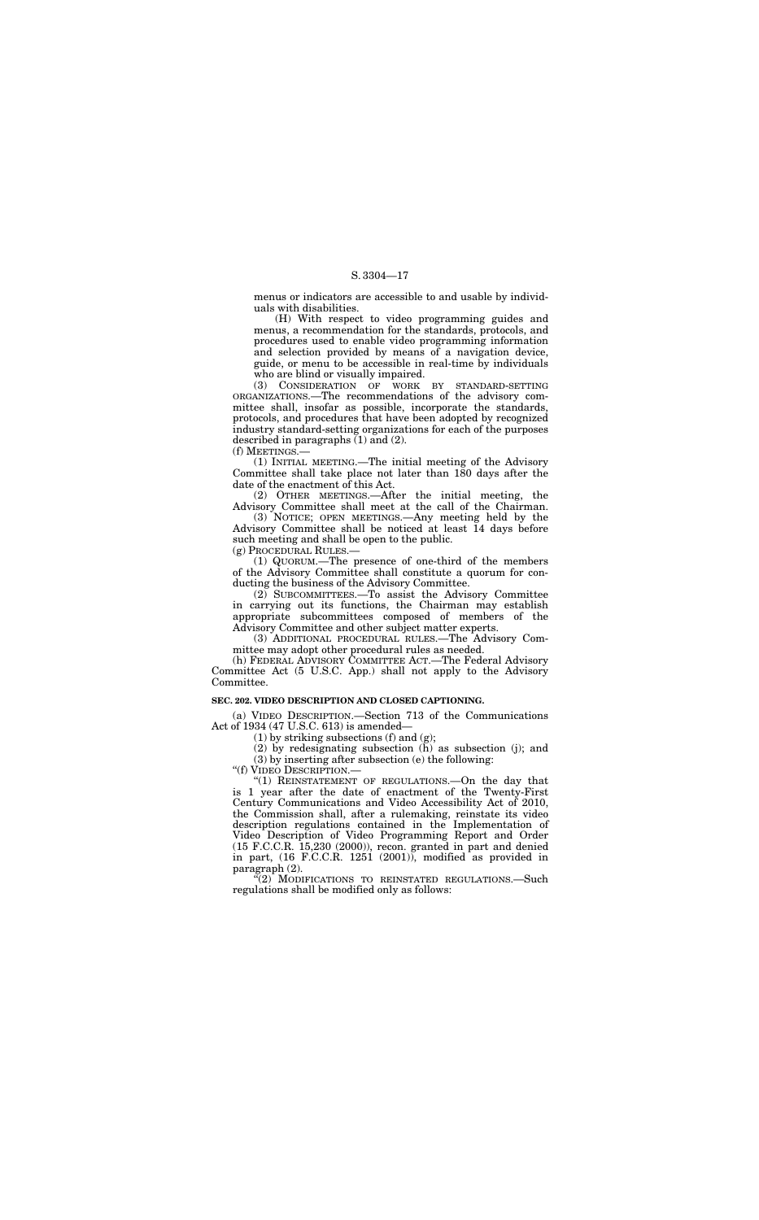menus or indicators are accessible to and usable by individuals with disabilities.

(H) With respect to video programming guides and menus, a recommendation for the standards, protocols, and procedures used to enable video programming information and selection provided by means of a navigation device, guide, or menu to be accessible in real-time by individuals who are blind or visually impaired.

(3) CONSIDERATION OF WORK BY STANDARD-SETTING ORGANIZATIONS.—The recommendations of the advisory committee shall, insofar as possible, incorporate the standards, protocols, and procedures that have been adopted by recognized industry standard-setting organizations for each of the purposes described in paragraphs (1) and (2).

(f) MEETINGS.—

(1) INITIAL MEETING.—The initial meeting of the Advisory Committee shall take place not later than 180 days after the date of the enactment of this Act.

(2) OTHER MEETINGS.—After the initial meeting, the Advisory Committee shall meet at the call of the Chairman.

(3) NOTICE; OPEN MEETINGS.—Any meeting held by the Advisory Committee shall be noticed at least 14 days before such meeting and shall be open to the public.

(g) PROCEDURAL RULES.—

(1) QUORUM.—The presence of one-third of the members of the Advisory Committee shall constitute a quorum for conducting the business of the Advisory Committee.

(2) SUBCOMMITTEES.—To assist the Advisory Committee in carrying out its functions, the Chairman may establish appropriate subcommittees composed of members of the Advisory Committee and other subject matter experts.

(3) ADDITIONAL PROCEDURAL RULES.—The Advisory Committee may adopt other procedural rules as needed.

(h) FEDERAL ADVISORY COMMITTEE ACT.—The Federal Advisory Committee Act (5 U.S.C. App.) shall not apply to the Advisory Committee.

**SEC. 202. VIDEO DESCRIPTION AND CLOSED CAPTIONING.**

(a) VIDEO DESCRIPTION.—Section 713 of the Communications Act of 1934 (47 U.S.C. 613) is amended—

(1) by striking subsections (f) and (g);

(2) by redesignating subsection (h) as subsection (j); and

(3) by inserting after subsection (e) the following:

"(f) VIDEO DESCRIPTION.—

"(1) REINSTATEMENT OF REGULATIONS.—On the day that is 1 year after the date of enactment of the Twenty-First Century Communications and Video Accessibility Act of 2010, the Commission shall, after a rulemaking, reinstate its video description regulations contained in the Implementation of Video Description of Video Programming Report and Order (15 F.C.C.R. 15,230 (2000)), recon. granted in part and denied in part, (16 F.C.C.R. 1251 (2001)), modified as provided in paragraph (2).

"(2) MODIFICATIONS TO REINSTATED REGULATIONS.—Such regulations shall be modified only as follows: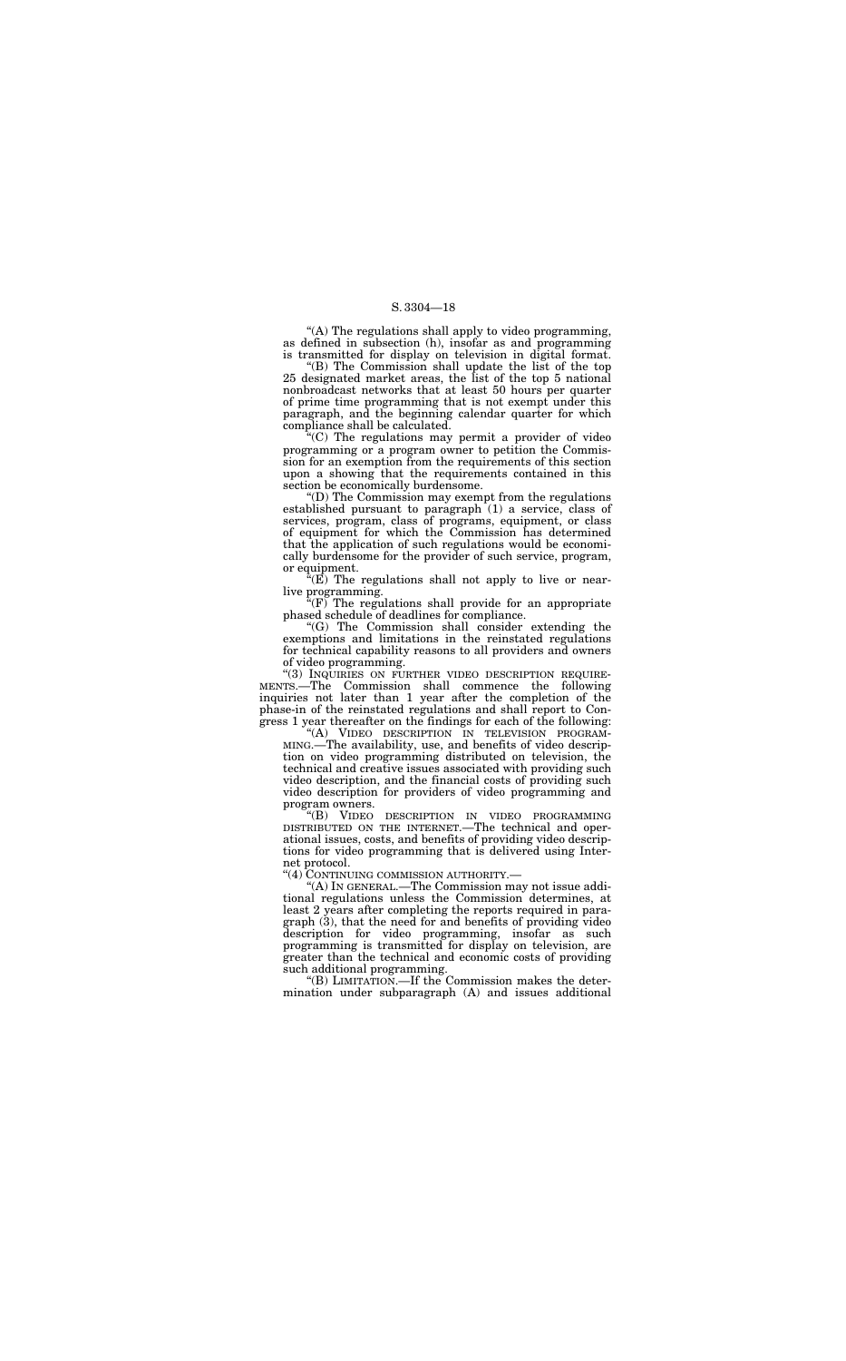"(A) The regulations shall apply to video programming, as defined in subsection (h), insofar as and programming is transmitted for display on television in digital format.

"(B) The Commission shall update the list of the top 25 designated market areas, the list of the top 5 national nonbroadcast networks that at least 50 hours per quarter of prime time programming that is not exempt under this paragraph, and the beginning calendar quarter for which compliance shall be calculated.

"(C) The regulations may permit a provider of video programming or a program owner to petition the Commission for an exemption from the requirements of this section upon a showing that the requirements contained in this section be economically burdensome.

"(D) The Commission may exempt from the regulations established pursuant to paragraph (1) a service, class of services, program, class of programs, equipment, or class of equipment for which the Commission has determined that the application of such regulations would be economically burdensome for the provider of such service, program, or equipment.

"(E) The regulations shall not apply to live or near-live programming.

"(F) The regulations shall provide for an appropriate phased schedule of deadlines for compliance.

"(G) The Commission shall consider extending the exemptions and limitations in the reinstated regulations for technical capability reasons to all providers and owners of video programming.

"(3) INQUIRIES ON FURTHER VIDEO DESCRIPTION REQUIREMENTS.—The Commission shall commence the following inquiries not later than 1 year after the completion of the phase-in of the reinstated regulations and shall report to Congress 1 year thereafter on the findings for each of the following:

"(A) VIDEO DESCRIPTION IN TELEVISION PROGRAMMING.—The availability, use, and benefits of video description on video programming distributed on television, the technical and creative issues associated with providing such video description, and the financial costs of providing such video description for providers of video programming and program owners.

"(B) VIDEO DESCRIPTION IN VIDEO PROGRAMMING DISTRIBUTED ON THE INTERNET.—The technical and operational issues, costs, and benefits of providing video descriptions for video programming that is delivered using Internet protocol.

"(4) CONTINUING COMMISSION AUTHORITY.—

"(A) IN GENERAL.—The Commission may not issue additional regulations unless the Commission determines, at least 2 years after completing the reports required in paragraph (3), that the need for and benefits of providing video description for video programming, insofar as such programming is transmitted for display on television, are greater than the technical and economic costs of providing such additional programming.

"(B) LIMITATION.—If the Commission makes the determination under subparagraph (A) and issues additional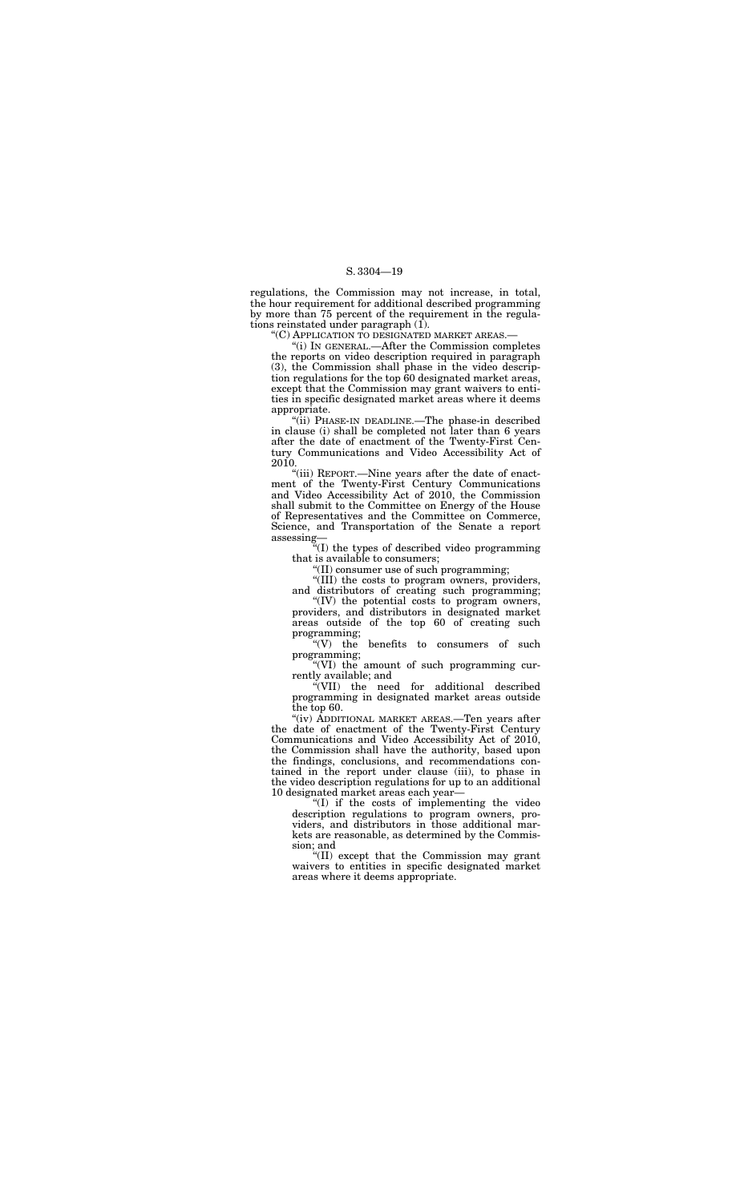regulations, the Commission may not increase, in total, the hour requirement for additional described programming by more than 75 percent of the requirement in the regulations reinstated under paragraph (1).

"(C) APPLICATION TO DESIGNATED MARKET AREAS.—

"(i) IN GENERAL.—After the Commission completes the reports on video description required in paragraph (3), the Commission shall phase in the video description regulations for the top 60 designated market areas, except that the Commission may grant waivers to entities in specific designated market areas where it deems appropriate.

"(ii) PHASE-IN DEADLINE.—The phase-in described in clause (i) shall be completed not later than 6 years after the date of enactment of the Twenty-First Century Communications and Video Accessibility Act of 2010.

"(iii) REPORT.—Nine years after the date of enactment of the Twenty-First Century Communications and Video Accessibility Act of 2010, the Commission shall submit to the Committee on Energy of the House of Representatives and the Committee on Commerce, Science, and Transportation of the Senate a report assessing—

"(I) the types of described video programming that is available to consumers;

"(II) consumer use of such programming;

"(III) the costs to program owners, providers, and distributors of creating such programming;

"(IV) the potential costs to program owners, providers, and distributors in designated market areas outside of the top 60 of creating such programming;

"(V) the benefits to consumers of such programming;

"(VI) the amount of such programming currently available; and

"(VII) the need for additional described programming in designated market areas outside the top 60.

"(iv) ADDITIONAL MARKET AREAS.—Ten years after the date of enactment of the Twenty-First Century Communications and Video Accessibility Act of 2010, the Commission shall have the authority, based upon the findings, conclusions, and recommendations contained in the report under clause (iii), to phase in the video description regulations for up to an additional 10 designated market areas each year—

"(I) if the costs of implementing the video description regulations to program owners, providers, and distributors in those additional markets are reasonable, as determined by the Commission; and

"(II) except that the Commission may grant waivers to entities in specific designated market areas where it deems appropriate.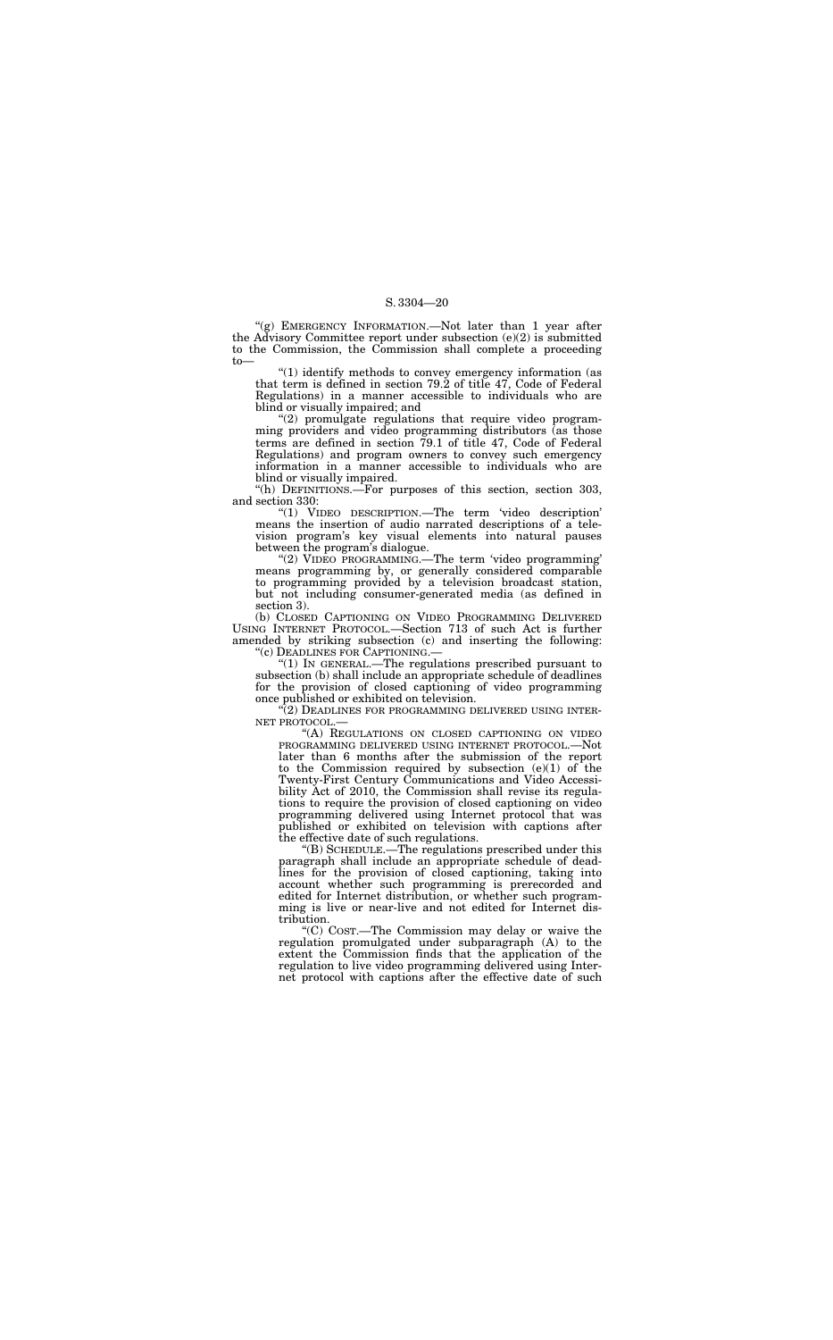"(g) EMERGENCY INFORMATION.—Not later than 1 year after the Advisory Committee report under subsection (e)(2) is submitted to the Commission, the Commission shall complete a proceeding to—

"(1) identify methods to convey emergency information (as that term is defined in section 79.2 of title 47, Code of Federal Regulations) in a manner accessible to individuals who are blind or visually impaired; and

"(2) promulgate regulations that require video programming providers and video programming distributors (as those terms are defined in section 79.1 of title 47, Code of Federal Regulations) and program owners to convey such emergency information in a manner accessible to individuals who are blind or visually impaired.

"(h) DEFINITIONS.—For purposes of this section, section 303, and section 330:

"(1) VIDEO DESCRIPTION.—The term 'video description' means the insertion of audio narrated descriptions of a television program's key visual elements into natural pauses between the program's dialogue.

"(2) VIDEO PROGRAMMING.—The term 'video programming' means programming by, or generally considered comparable to programming provided by a television broadcast station, but not including consumer-generated media (as defined in section 3).

(b) CLOSED CAPTIONING ON VIDEO PROGRAMMING DELIVERED USING INTERNET PROTOCOL.—Section 713 of such Act is further amended by striking subsection (c) and inserting the following:

"(c) DEADLINES FOR CAPTIONING.—

"(1) IN GENERAL.—The regulations prescribed pursuant to subsection (b) shall include an appropriate schedule of deadlines for the provision of closed captioning of video programming once published or exhibited on television.

"(2) DEADLINES FOR PROGRAMMING DELIVERED USING INTERNET PROTOCOL.—

"(A) REGULATIONS ON CLOSED CAPTIONING ON VIDEO PROGRAMMING DELIVERED USING INTERNET PROTOCOL.—Not later than 6 months after the submission of the report to the Commission required by subsection (e)(1) of the Twenty-First Century Communications and Video Accessibility Act of 2010, the Commission shall revise its regulations to require the provision of closed captioning on video programming delivered using Internet protocol that was published or exhibited on television with captions after the effective date of such regulations.

"(B) SCHEDULE.—The regulations prescribed under this paragraph shall include an appropriate schedule of deadlines for the provision of closed captioning, taking into account whether such programming is prerecorded and edited for Internet distribution, or whether such programming is live or near-live and not edited for Internet distribution.

"(C) COST.—The Commission may delay or waive the regulation promulgated under subparagraph (A) to the extent the Commission finds that the application of the regulation to live video programming delivered using Internet protocol with captions after the effective date of such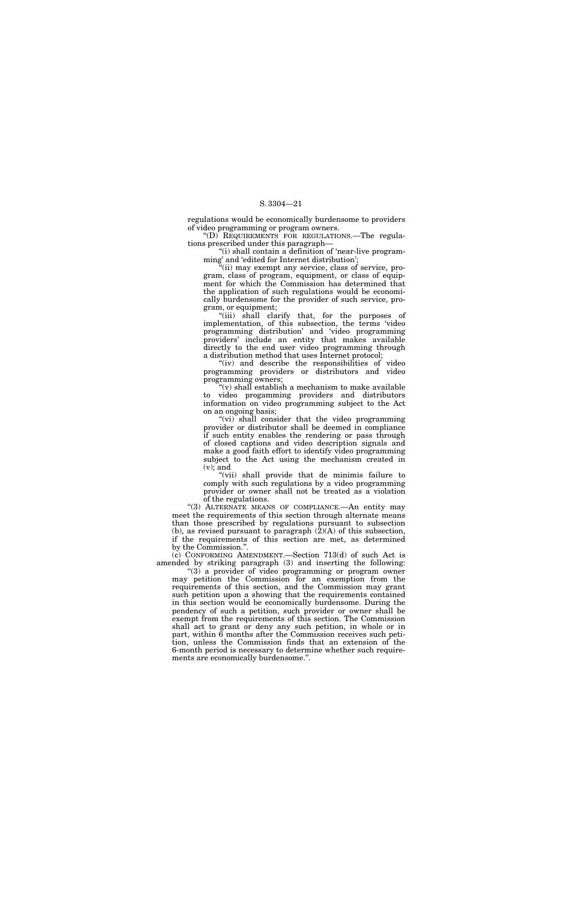regulations would be economically burdensome to providers of video programming or program owners.

"(D) REQUIREMENTS FOR REGULATIONS.—The regulations prescribed under this paragraph—

"(i) shall contain a definition of 'near-live programming' and 'edited for Internet distribution';

"(ii) may exempt any service, class of service, program, class of program, equipment, or class of equipment for which the Commission has determined that the application of such regulations would be economically burdensome for the provider of such service, program, or equipment;

"(iii) shall clarify that, for the purposes of implementation, of this subsection, the terms 'video programming distribution' and 'video programming providers' include an entity that makes available directly to the end user video programming through a distribution method that uses Internet protocol;

"(iv) and describe the responsibilities of video programming providers or distributors and video programming owners;

"(v) shall establish a mechanism to make available to video progamming providers and distributors information on video programming subject to the Act on an ongoing basis;

"(vi) shall consider that the video programming provider or distributor shall be deemed in compliance if such entity enables the rendering or pass through of closed captions and video description signals and make a good faith effort to identify video programming subject to the Act using the mechanism created in (v); and

"(vii) shall provide that de minimis failure to comply with such regulations by a video programming provider or owner shall not be treated as a violation of the regulations.

"(3) ALTERNATE MEANS OF COMPLIANCE.—An entity may meet the requirements of this section through alternate means than those prescribed by regulations pursuant to subsection (b), as revised pursuant to paragraph (2)(A) of this subsection, if the requirements of this section are met, as determined by the Commission.".

(c) CONFORMING AMENDMENT.—Section 713(d) of such Act is amended by striking paragraph (3) and inserting the following:

"(3) a provider of video programming or program owner may petition the Commission for an exemption from the requirements of this section, and the Commission may grant such petition upon a showing that the requirements contained in this section would be economically burdensome. During the pendency of such a petition, such provider or owner shall be exempt from the requirements of this section. The Commission shall act to grant or deny any such petition, in whole or in part, within 6 months after the Commission receives such petition, unless the Commission finds that an extension of the 6-month period is necessary to determine whether such requirements are economically burdensome.".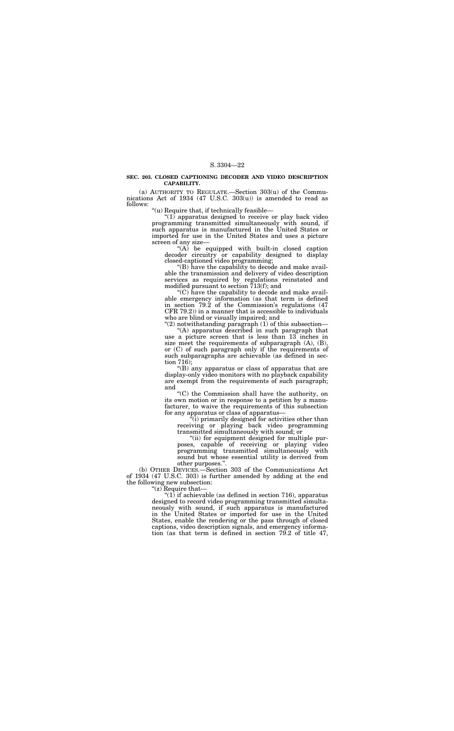**SEC. 203. CLOSED CAPTIONING DECODER AND VIDEO DESCRIPTION CAPABILITY.**

(a) AUTHORITY TO REGULATE.—Section 303(u) of the Communications Act of 1934 (47 U.S.C. 303(u)) is amended to read as follows:

"(u) Require that, if technically feasible—

"(1) apparatus designed to receive or play back video programming transmitted simultaneously with sound, if such apparatus is manufactured in the United States or imported for use in the United States and uses a picture screen of any size—

"(A) be equipped with built-in closed caption decoder circuitry or capability designed to display closed-captioned video programming;

"(B) have the capability to decode and make available the transmission and delivery of video description services as required by regulations reinstated and modified pursuant to section 713(f); and

"(C) have the capability to decode and make available emergency information (as that term is defined in section 79.2 of the Commission's regulations (47 CFR 79.2)) in a manner that is accessible to individuals who are blind or visually impaired; and

"(2) notwithstanding paragraph (1) of this subsection—

"(A) apparatus described in such paragraph that use a picture screen that is less than 13 inches in size meet the requirements of subparagraph (A), (B), or (C) of such paragraph only if the requirements of such subparagraphs are achievable (as defined in section 716);

"(B) any apparatus or class of apparatus that are display-only video monitors with no playback capability are exempt from the requirements of such paragraph; and

"(C) the Commission shall have the authority, on its own motion or in response to a petition by a manufacturer, to waive the requirements of this subsection for any apparatus or class of apparatus—

"(i) primarily designed for activities other than receiving or playing back video programming transmitted simultaneously with sound; or

"(ii) for equipment designed for multiple purposes, capable of receiving or playing video programming transmitted simultaneously with sound but whose essential utility is derived from other purposes.".

(b) OTHER DEVICES.—Section 303 of the Communications Act of 1934 (47 U.S.C. 303) is further amended by adding at the end the following new subsection:

"(z) Require that—

"(1) if achievable (as defined in section 716), apparatus designed to record video programming transmitted simultaneously with sound, if such apparatus is manufactured in the United States or imported for use in the United States, enable the rendering or the pass through of closed captions, video description signals, and emergency information (as that term is defined in section 79.2 of title 47,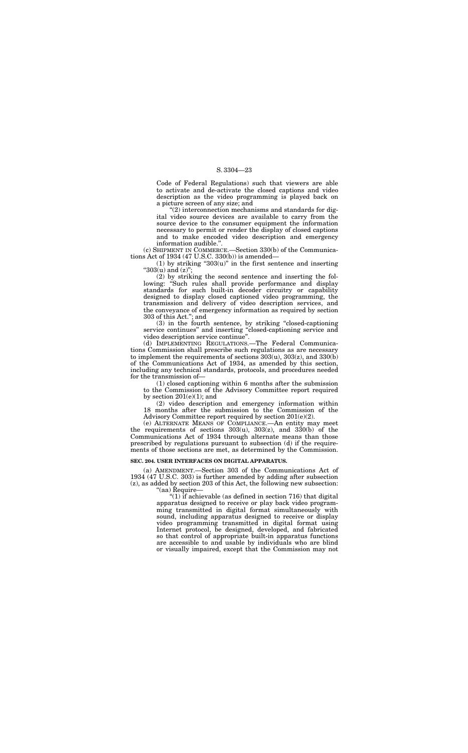Code of Federal Regulations) such that viewers are able to activate and de-activate the closed captions and video description as the video programming is played back on a picture screen of any size; and

"(2) interconnection mechanisms and standards for digital video source devices are available to carry from the source device to the consumer equipment the information necessary to permit or render the display of closed captions and to make encoded video description and emergency information audible.".

(c) SHIPMENT IN COMMERCE.—Section 330(b) of the Communications Act of 1934 (47 U.S.C. 330(b)) is amended—

(1) by striking "303(u)" in the first sentence and inserting "303(u) and (z)";

(2) by striking the second sentence and inserting the following: "Such rules shall provide performance and display standards for such built-in decoder circuitry or capability designed to display closed captioned video programming, the transmission and delivery of video description services, and the conveyance of emergency information as required by section 303 of this Act."; and

(3) in the fourth sentence, by striking "closed-captioning service continues" and inserting "closed-captioning service and video description service continue".

(d) IMPLEMENTING REGULATIONS.—The Federal Communications Commission shall prescribe such regulations as are necessary to implement the requirements of sections 303(u), 303(z), and 330(b) of the Communications Act of 1934, as amended by this section, including any technical standards, protocols, and procedures needed for the transmission of—

(1) closed captioning within 6 months after the submission to the Commission of the Advisory Committee report required by section 201(e)(1); and

(2) video description and emergency information within 18 months after the submission to the Commission of the Advisory Committee report required by section 201(e)(2).

(e) ALTERNATE MEANS OF COMPLIANCE.—An entity may meet the requirements of sections 303(u), 303(z), and 330(b) of the Communications Act of 1934 through alternate means than those prescribed by regulations pursuant to subsection (d) if the requirements of those sections are met, as determined by the Commission.

**SEC. 204. USER INTERFACES ON DIGITAL APPARATUS.**

(a) AMENDMENT.—Section 303 of the Communications Act of 1934 (47 U.S.C. 303) is further amended by adding after subsection (z), as added by section 203 of this Act, the following new subsection:

"(aa) Require—

"(1) if achievable (as defined in section 716) that digital apparatus designed to receive or play back video programming transmitted in digital format simultaneously with sound, including apparatus designed to receive or display video programming transmitted in digital format using Internet protocol, be designed, developed, and fabricated so that control of appropriate built-in apparatus functions are accessible to and usable by individuals who are blind or visually impaired, except that the Commission may not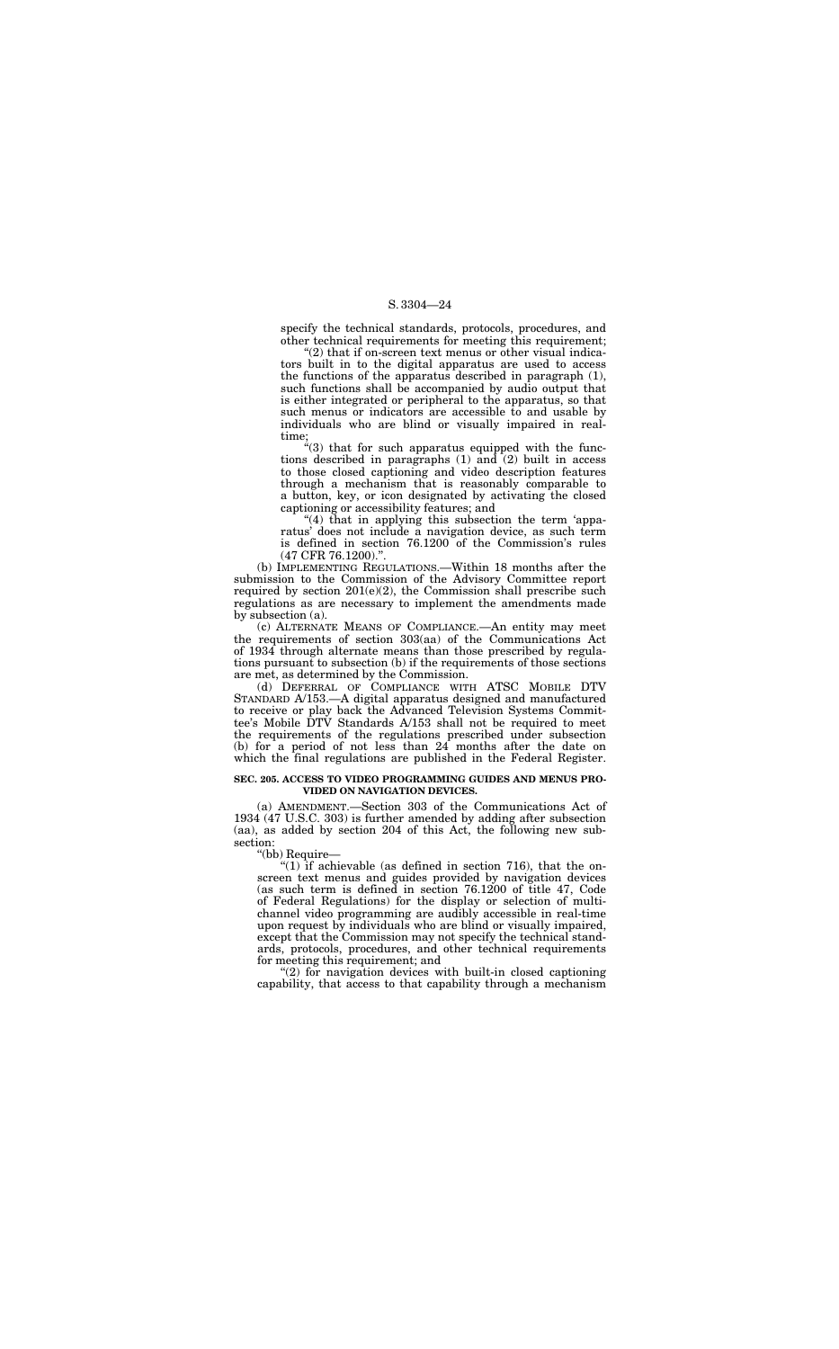specify the technical standards, protocols, procedures, and other technical requirements for meeting this requirement;

"(2) that if on-screen text menus or other visual indicators built in to the digital apparatus are used to access the functions of the apparatus described in paragraph (1), such functions shall be accompanied by audio output that is either integrated or peripheral to the apparatus, so that such menus or indicators are accessible to and usable by individuals who are blind or visually impaired in real-time;

"(3) that for such apparatus equipped with the functions described in paragraphs (1) and (2) built in access to those closed captioning and video description features through a mechanism that is reasonably comparable to a button, key, or icon designated by activating the closed captioning or accessibility features; and

"(4) that in applying this subsection the term 'apparatus' does not include a navigation device, as such term is defined in section 76.1200 of the Commission's rules (47 CFR 76.1200).".

(b) IMPLEMENTING REGULATIONS.—Within 18 months after the submission to the Commission of the Advisory Committee report required by section 201(e)(2), the Commission shall prescribe such regulations as are necessary to implement the amendments made by subsection (a).

(c) ALTERNATE MEANS OF COMPLIANCE.—An entity may meet the requirements of section 303(aa) of the Communications Act of 1934 through alternate means than those prescribed by regulations pursuant to subsection (b) if the requirements of those sections are met, as determined by the Commission.

(d) DEFERRAL OF COMPLIANCE WITH ATSC MOBILE DTV STANDARD A/153.—A digital apparatus designed and manufactured to receive or play back the Advanced Television Systems Committee's Mobile DTV Standards A/153 shall not be required to meet the requirements of the regulations prescribed under subsection (b) for a period of not less than 24 months after the date on which the final regulations are published in the Federal Register.

**SEC. 205. ACCESS TO VIDEO PROGRAMMING GUIDES AND MENUS PROVIDED ON NAVIGATION DEVICES.**

(a) AMENDMENT.—Section 303 of the Communications Act of 1934 (47 U.S.C. 303) is further amended by adding after subsection (aa), as added by section 204 of this Act, the following new subsection:

"(bb) Require—

"(1) if achievable (as defined in section 716), that the on-screen text menus and guides provided by navigation devices (as such term is defined in section 76.1200 of title 47, Code of Federal Regulations) for the display or selection of multichannel video programming are audibly accessible in real-time upon request by individuals who are blind or visually impaired, except that the Commission may not specify the technical standards, protocols, procedures, and other technical requirements for meeting this requirement; and

"(2) for navigation devices with built-in closed captioning capability, that access to that capability through a mechanism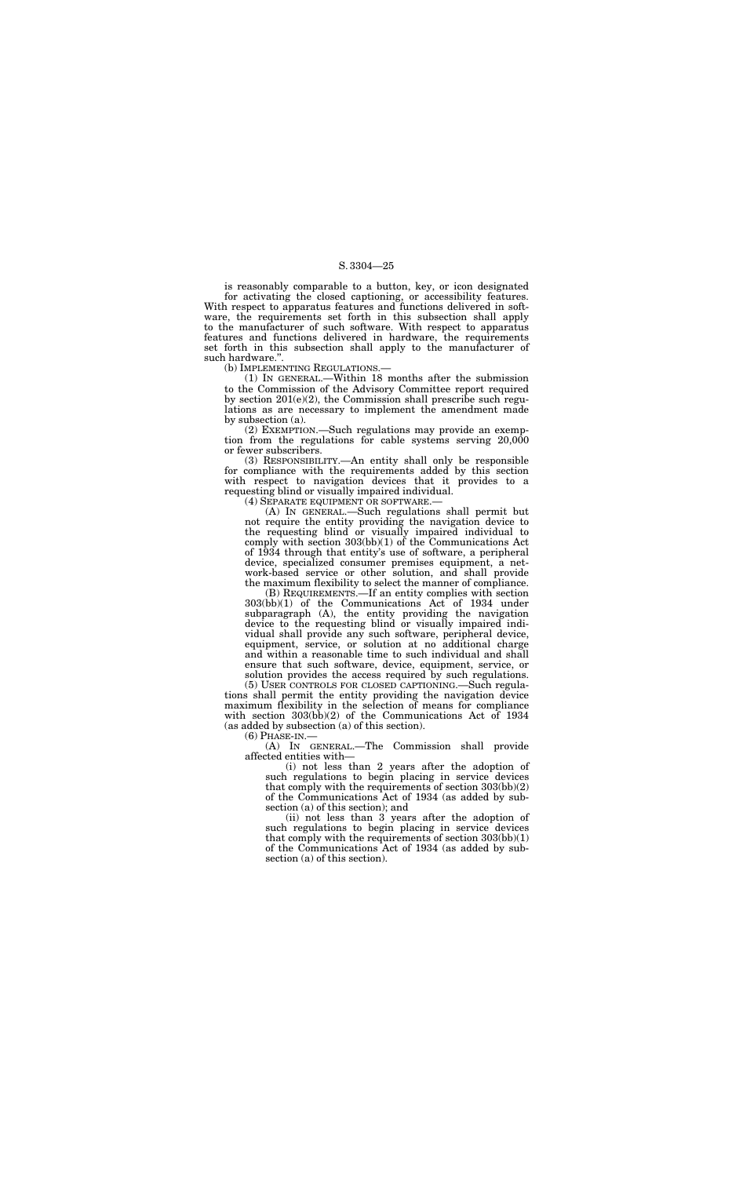is reasonably comparable to a button, key, or icon designated for activating the closed captioning, or accessibility features. With respect to apparatus features and functions delivered in software, the requirements set forth in this subsection shall apply to the manufacturer of such software. With respect to apparatus features and functions delivered in hardware, the requirements set forth in this subsection shall apply to the manufacturer of such hardware.".

(b) IMPLEMENTING REGULATIONS.—

(1) IN GENERAL.—Within 18 months after the submission to the Commission of the Advisory Committee report required by section 201(e)(2), the Commission shall prescribe such regulations as are necessary to implement the amendment made by subsection (a).

(2) EXEMPTION.—Such regulations may provide an exemption from the regulations for cable systems serving 20,000 or fewer subscribers.

(3) RESPONSIBILITY.—An entity shall only be responsible for compliance with the requirements added by this section with respect to navigation devices that it provides to a requesting blind or visually impaired individual.

(4) SEPARATE EQUIPMENT OR SOFTWARE.—

(A) IN GENERAL.—Such regulations shall permit but not require the entity providing the navigation device to the requesting blind or visually impaired individual to comply with section 303(bb)(1) of the Communications Act of 1934 through that entity's use of software, a peripheral device, specialized consumer premises equipment, a network-based service or other solution, and shall provide the maximum flexibility to select the manner of compliance.

(B) REQUIREMENTS.—If an entity complies with section 303(bb)(1) of the Communications Act of 1934 under subparagraph (A), the entity providing the navigation device to the requesting blind or visually impaired individual shall provide any such software, peripheral device, equipment, service, or solution at no additional charge and within a reasonable time to such individual and shall ensure that such software, device, equipment, service, or solution provides the access required by such regulations.

(5) USER CONTROLS FOR CLOSED CAPTIONING.—Such regulations shall permit the entity providing the navigation device maximum flexibility in the selection of means for compliance with section 303(bb)(2) of the Communications Act of 1934 (as added by subsection (a) of this section).

(6) PHASE-IN.—

(A) IN GENERAL.—The Commission shall provide affected entities with—

(i) not less than 2 years after the adoption of such regulations to begin placing in service devices that comply with the requirements of section 303(bb)(2) of the Communications Act of 1934 (as added by subsection (a) of this section); and

(ii) not less than 3 years after the adoption of such regulations to begin placing in service devices that comply with the requirements of section 303(bb)(1) of the Communications Act of 1934 (as added by subsection (a) of this section).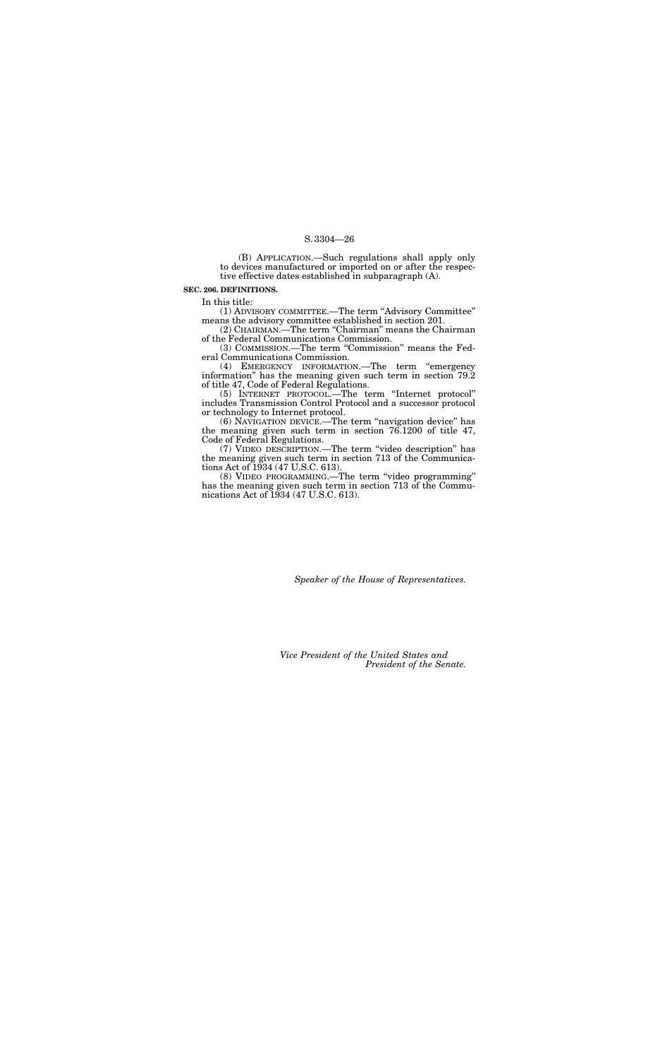(B) APPLICATION.—Such regulations shall apply only to devices manufactured or imported on or after the respective effective dates established in subparagraph (A).

**SEC. 206. DEFINITIONS.**

In this title:

(1) ADVISORY COMMITTEE.—The term "Advisory Committee" means the advisory committee established in section 201.

(2) CHAIRMAN.—The term "Chairman" means the Chairman of the Federal Communications Commission.

(3) COMMISSION.—The term "Commission" means the Federal Communications Commission.

(4) EMERGENCY INFORMATION.—The term "emergency information" has the meaning given such term in section 79.2 of title 47, Code of Federal Regulations.

(5) INTERNET PROTOCOL.—The term "Internet protocol" includes Transmission Control Protocol and a successor protocol or technology to Internet protocol.

(6) NAVIGATION DEVICE.—The term "navigation device" has the meaning given such term in section 76.1200 of title 47, Code of Federal Regulations.

(7) VIDEO DESCRIPTION.—The term "video description" has the meaning given such term in section 713 of the Communications Act of 1934 (47 U.S.C. 613).

(8) VIDEO PROGRAMMING.—The term "video programming" has the meaning given such term in section 713 of the Communications Act of 1934 (47 U.S.C. 613).

*Speaker of the House of Representatives.*

*Vice President of the United States and President of the Senate.*